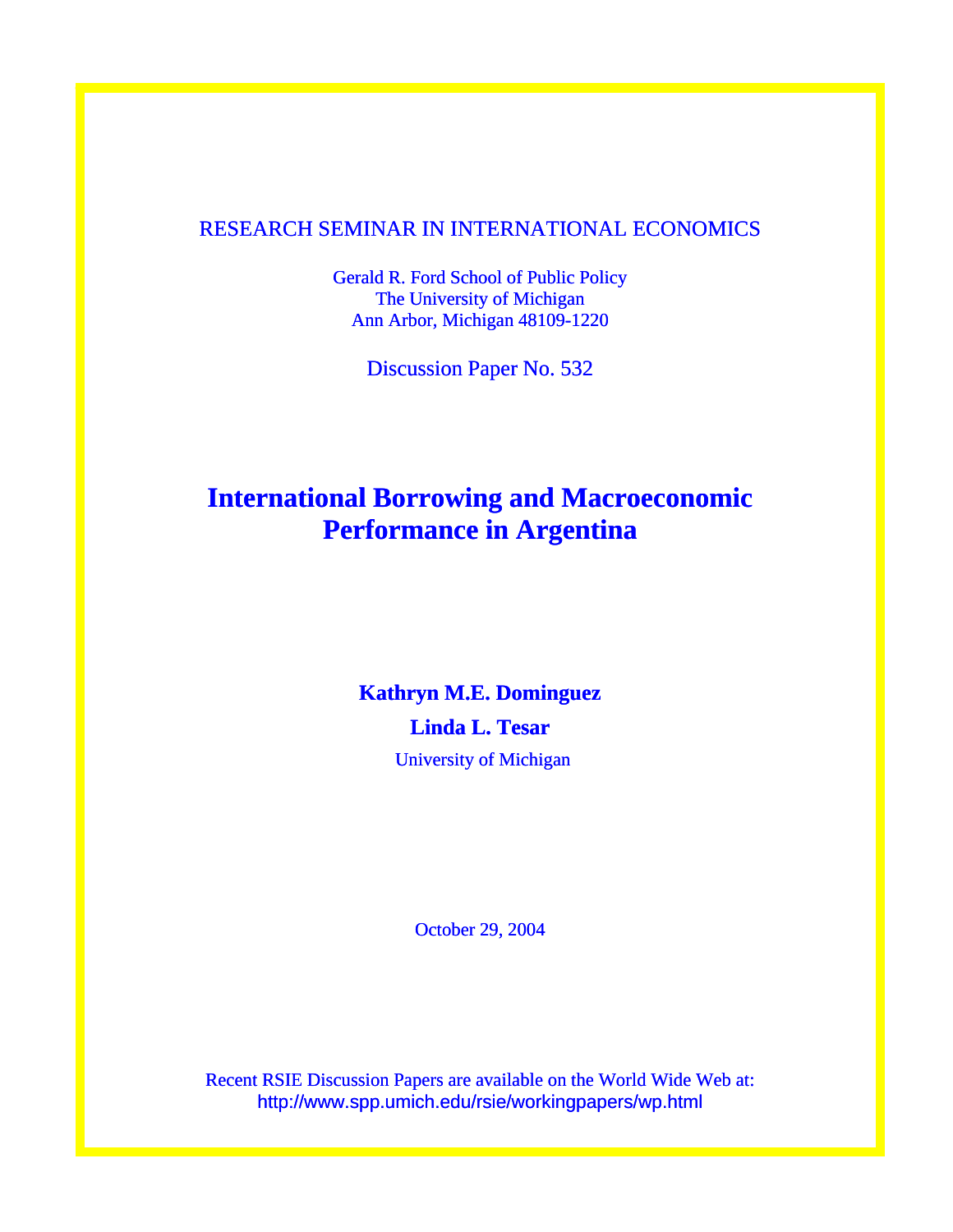RESEARCH SEMINAR IN INTERNATIONAL ECONOMICS

Gerald R. Ford School of Public Policy
The University of Michigan
Ann Arbor, Michigan 48109-1220

Discussion Paper No. 532

# International Borrowing and Macroeconomic Performance in Argentina

**Kathryn M.E. Dominguez**

**Linda L. Tesar**

University of Michigan

October 29, 2004

Recent RSIE Discussion Papers are available on the World Wide Web at:
http://www.spp.umich.edu/rsie/workingpapers/wp.html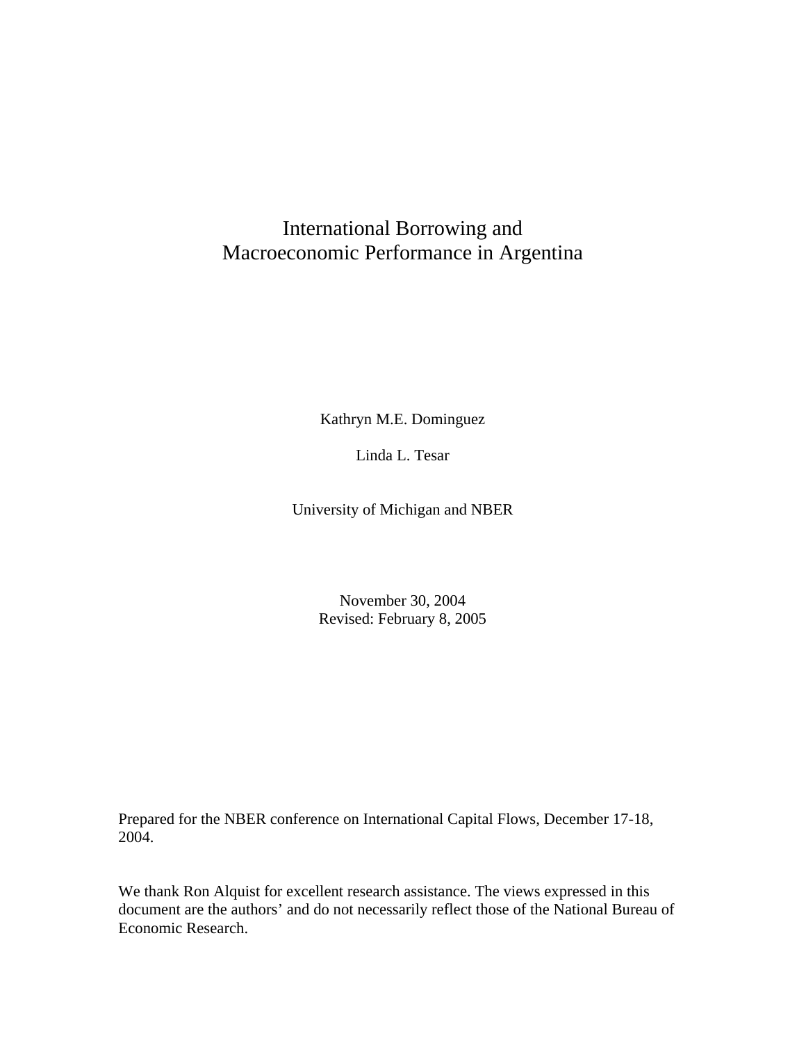# International Borrowing and Macroeconomic Performance in Argentina

Kathryn M.E. Dominguez

Linda L. Tesar

University of Michigan and NBER

November 30, 2004
Revised: February 8, 2005

Prepared for the NBER conference on International Capital Flows, December 17-18, 2004.

We thank Ron Alquist for excellent research assistance. The views expressed in this document are the authors' and do not necessarily reflect those of the National Bureau of Economic Research.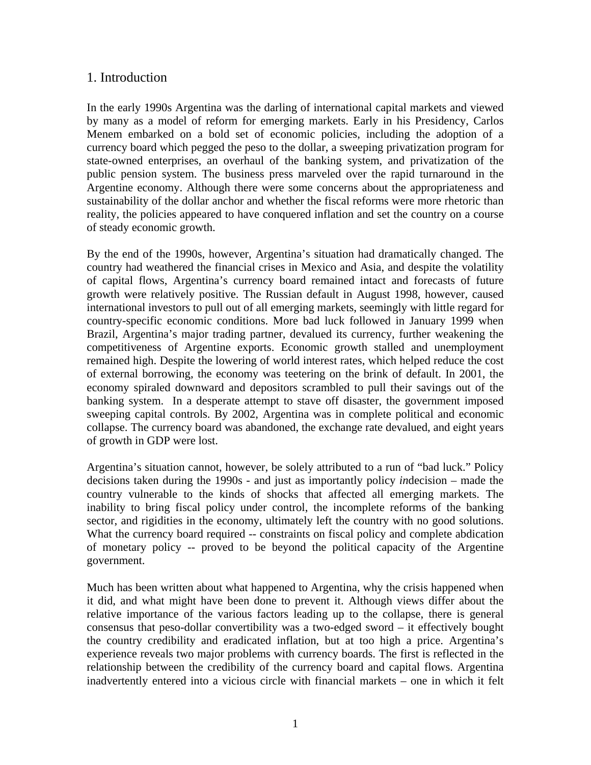## 1. Introduction

In the early 1990s Argentina was the darling of international capital markets and viewed by many as a model of reform for emerging markets. Early in his Presidency, Carlos Menem embarked on a bold set of economic policies, including the adoption of a currency board which pegged the peso to the dollar, a sweeping privatization program for state-owned enterprises, an overhaul of the banking system, and privatization of the public pension system. The business press marveled over the rapid turnaround in the Argentine economy. Although there were some concerns about the appropriateness and sustainability of the dollar anchor and whether the fiscal reforms were more rhetoric than reality, the policies appeared to have conquered inflation and set the country on a course of steady economic growth.

By the end of the 1990s, however, Argentina's situation had dramatically changed. The country had weathered the financial crises in Mexico and Asia, and despite the volatility of capital flows, Argentina's currency board remained intact and forecasts of future growth were relatively positive. The Russian default in August 1998, however, caused international investors to pull out of all emerging markets, seemingly with little regard for country-specific economic conditions. More bad luck followed in January 1999 when Brazil, Argentina's major trading partner, devalued its currency, further weakening the competitiveness of Argentine exports. Economic growth stalled and unemployment remained high. Despite the lowering of world interest rates, which helped reduce the cost of external borrowing, the economy was teetering on the brink of default. In 2001, the economy spiraled downward and depositors scrambled to pull their savings out of the banking system. In a desperate attempt to stave off disaster, the government imposed sweeping capital controls. By 2002, Argentina was in complete political and economic collapse. The currency board was abandoned, the exchange rate devalued, and eight years of growth in GDP were lost.

Argentina's situation cannot, however, be solely attributed to a run of "bad luck." Policy decisions taken during the 1990s - and just as importantly policy *in*decision – made the country vulnerable to the kinds of shocks that affected all emerging markets. The inability to bring fiscal policy under control, the incomplete reforms of the banking sector, and rigidities in the economy, ultimately left the country with no good solutions. What the currency board required -- constraints on fiscal policy and complete abdication of monetary policy -- proved to be beyond the political capacity of the Argentine government.

Much has been written about what happened to Argentina, why the crisis happened when it did, and what might have been done to prevent it. Although views differ about the relative importance of the various factors leading up to the collapse, there is general consensus that peso-dollar convertibility was a two-edged sword – it effectively bought the country credibility and eradicated inflation, but at too high a price. Argentina's experience reveals two major problems with currency boards. The first is reflected in the relationship between the credibility of the currency board and capital flows. Argentina inadvertently entered into a vicious circle with financial markets – one in which it felt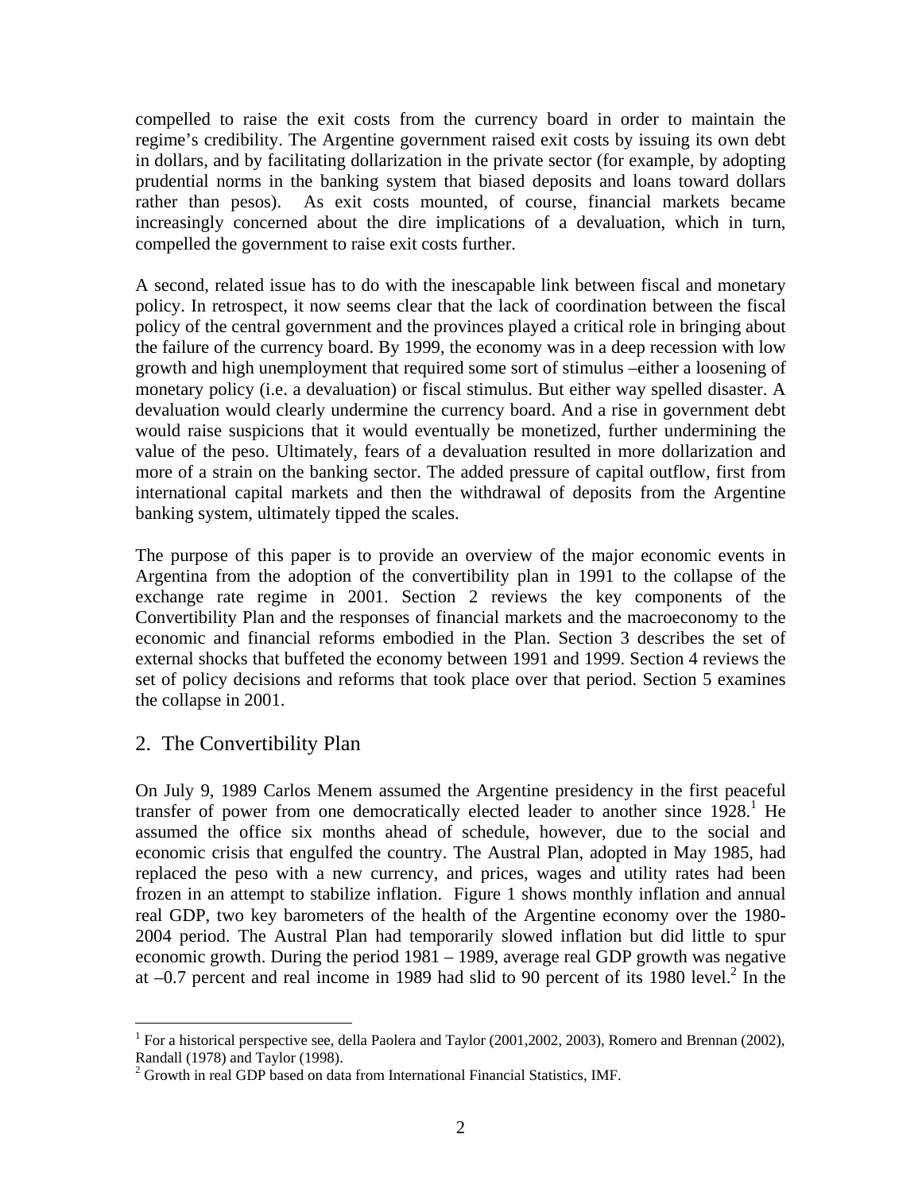compelled to raise the exit costs from the currency board in order to maintain the regime's credibility. The Argentine government raised exit costs by issuing its own debt in dollars, and by facilitating dollarization in the private sector (for example, by adopting prudential norms in the banking system that biased deposits and loans toward dollars rather than pesos). As exit costs mounted, of course, financial markets became increasingly concerned about the dire implications of a devaluation, which in turn, compelled the government to raise exit costs further.

A second, related issue has to do with the inescapable link between fiscal and monetary policy. In retrospect, it now seems clear that the lack of coordination between the fiscal policy of the central government and the provinces played a critical role in bringing about the failure of the currency board. By 1999, the economy was in a deep recession with low growth and high unemployment that required some sort of stimulus –either a loosening of monetary policy (i.e. a devaluation) or fiscal stimulus. But either way spelled disaster. A devaluation would clearly undermine the currency board. And a rise in government debt would raise suspicions that it would eventually be monetized, further undermining the value of the peso. Ultimately, fears of a devaluation resulted in more dollarization and more of a strain on the banking sector. The added pressure of capital outflow, first from international capital markets and then the withdrawal of deposits from the Argentine banking system, ultimately tipped the scales.

The purpose of this paper is to provide an overview of the major economic events in Argentina from the adoption of the convertibility plan in 1991 to the collapse of the exchange rate regime in 2001. Section 2 reviews the key components of the Convertibility Plan and the responses of financial markets and the macroeconomy to the economic and financial reforms embodied in the Plan. Section 3 describes the set of external shocks that buffeted the economy between 1991 and 1999. Section 4 reviews the set of policy decisions and reforms that took place over that period. Section 5 examines the collapse in 2001.

## 2. The Convertibility Plan

On July 9, 1989 Carlos Menem assumed the Argentine presidency in the first peaceful transfer of power from one democratically elected leader to another since 1928.[1] He assumed the office six months ahead of schedule, however, due to the social and economic crisis that engulfed the country. The Austral Plan, adopted in May 1985, had replaced the peso with a new currency, and prices, wages and utility rates had been frozen in an attempt to stabilize inflation. Figure 1 shows monthly inflation and annual real GDP, two key barometers of the health of the Argentine economy over the 1980-2004 period. The Austral Plan had temporarily slowed inflation but did little to spur economic growth. During the period 1981 – 1989, average real GDP growth was negative at –0.7 percent and real income in 1989 had slid to 90 percent of its 1980 level.[2] In the

[1] For a historical perspective see, della Paolera and Taylor (2001,2002, 2003), Romero and Brennan (2002), Randall (1978) and Taylor (1998).

[2] Growth in real GDP based on data from International Financial Statistics, IMF.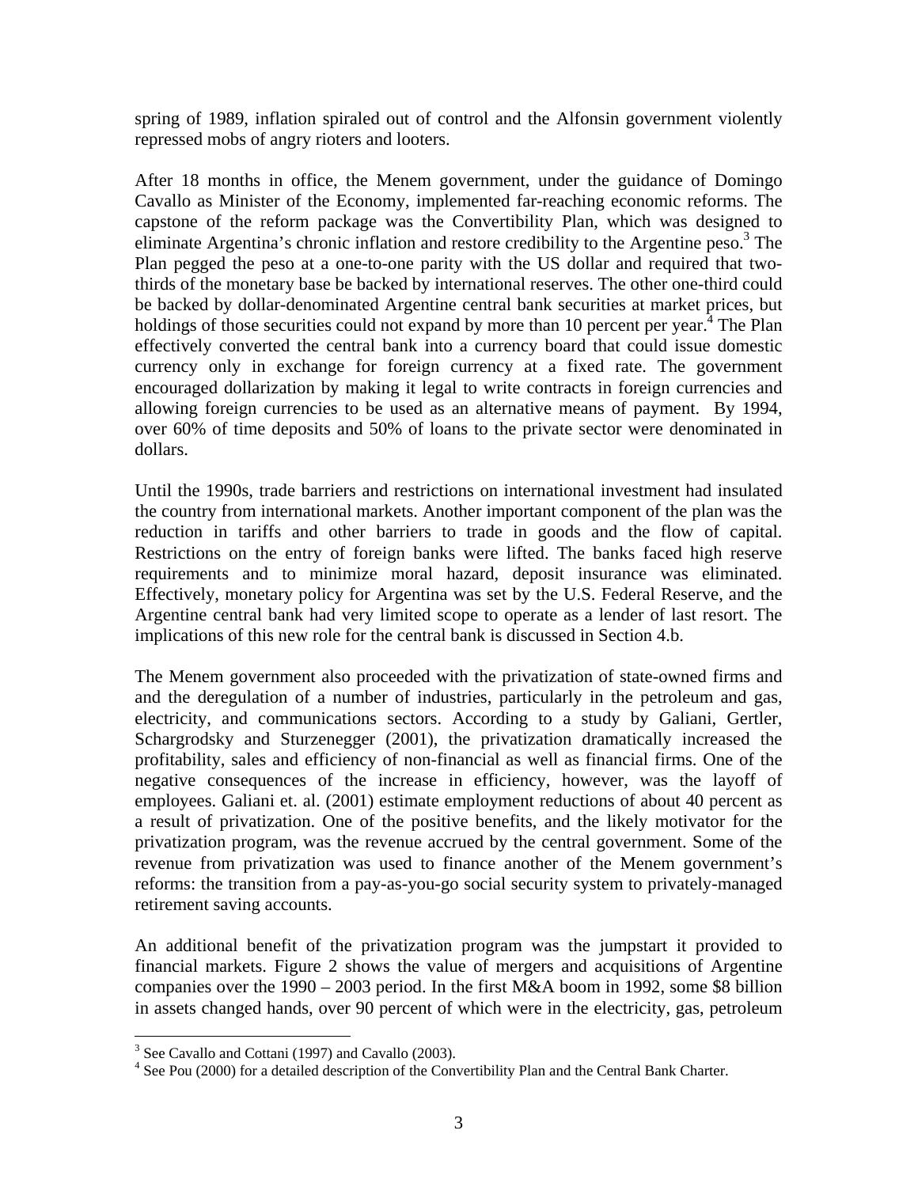spring of 1989, inflation spiraled out of control and the Alfonsin government violently repressed mobs of angry rioters and looters.

After 18 months in office, the Menem government, under the guidance of Domingo Cavallo as Minister of the Economy, implemented far-reaching economic reforms. The capstone of the reform package was the Convertibility Plan, which was designed to eliminate Argentina's chronic inflation and restore credibility to the Argentine peso.[3] The Plan pegged the peso at a one-to-one parity with the US dollar and required that two-thirds of the monetary base be backed by international reserves. The other one-third could be backed by dollar-denominated Argentine central bank securities at market prices, but holdings of those securities could not expand by more than 10 percent per year.[4] The Plan effectively converted the central bank into a currency board that could issue domestic currency only in exchange for foreign currency at a fixed rate. The government encouraged dollarization by making it legal to write contracts in foreign currencies and allowing foreign currencies to be used as an alternative means of payment. By 1994, over 60% of time deposits and 50% of loans to the private sector were denominated in dollars.

Until the 1990s, trade barriers and restrictions on international investment had insulated the country from international markets. Another important component of the plan was the reduction in tariffs and other barriers to trade in goods and the flow of capital. Restrictions on the entry of foreign banks were lifted. The banks faced high reserve requirements and to minimize moral hazard, deposit insurance was eliminated. Effectively, monetary policy for Argentina was set by the U.S. Federal Reserve, and the Argentine central bank had very limited scope to operate as a lender of last resort. The implications of this new role for the central bank is discussed in Section 4.b.

The Menem government also proceeded with the privatization of state-owned firms and and the deregulation of a number of industries, particularly in the petroleum and gas, electricity, and communications sectors. According to a study by Galiani, Gertler, Schargrodsky and Sturzenegger (2001), the privatization dramatically increased the profitability, sales and efficiency of non-financial as well as financial firms. One of the negative consequences of the increase in efficiency, however, was the layoff of employees. Galiani et. al. (2001) estimate employment reductions of about 40 percent as a result of privatization. One of the positive benefits, and the likely motivator for the privatization program, was the revenue accrued by the central government. Some of the revenue from privatization was used to finance another of the Menem government's reforms: the transition from a pay-as-you-go social security system to privately-managed retirement saving accounts.

An additional benefit of the privatization program was the jumpstart it provided to financial markets. Figure 2 shows the value of mergers and acquisitions of Argentine companies over the 1990 – 2003 period. In the first M&A boom in 1992, some $8 billion in assets changed hands, over 90 percent of which were in the electricity, gas, petroleum

[3] See Cavallo and Cottani (1997) and Cavallo (2003).

[4] See Pou (2000) for a detailed description of the Convertibility Plan and the Central Bank Charter.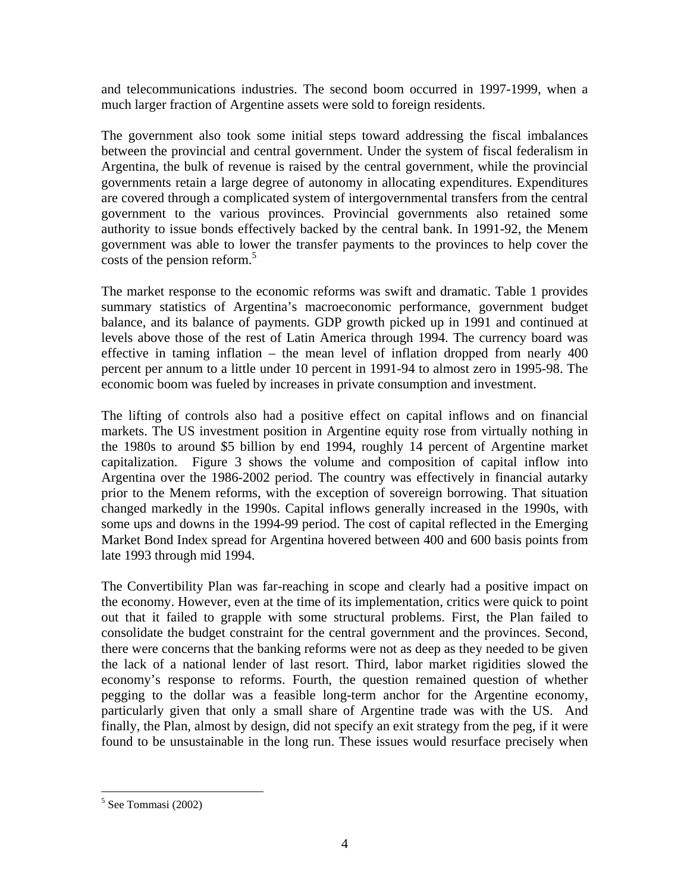and telecommunications industries. The second boom occurred in 1997-1999, when a much larger fraction of Argentine assets were sold to foreign residents.

The government also took some initial steps toward addressing the fiscal imbalances between the provincial and central government. Under the system of fiscal federalism in Argentina, the bulk of revenue is raised by the central government, while the provincial governments retain a large degree of autonomy in allocating expenditures. Expenditures are covered through a complicated system of intergovernmental transfers from the central government to the various provinces. Provincial governments also retained some authority to issue bonds effectively backed by the central bank. In 1991-92, the Menem government was able to lower the transfer payments to the provinces to help cover the costs of the pension reform.[5]

The market response to the economic reforms was swift and dramatic. Table 1 provides summary statistics of Argentina's macroeconomic performance, government budget balance, and its balance of payments. GDP growth picked up in 1991 and continued at levels above those of the rest of Latin America through 1994. The currency board was effective in taming inflation – the mean level of inflation dropped from nearly 400 percent per annum to a little under 10 percent in 1991-94 to almost zero in 1995-98. The economic boom was fueled by increases in private consumption and investment.

The lifting of controls also had a positive effect on capital inflows and on financial markets. The US investment position in Argentine equity rose from virtually nothing in the 1980s to around $5 billion by end 1994, roughly 14 percent of Argentine market capitalization. Figure 3 shows the volume and composition of capital inflow into Argentina over the 1986-2002 period. The country was effectively in financial autarky prior to the Menem reforms, with the exception of sovereign borrowing. That situation changed markedly in the 1990s. Capital inflows generally increased in the 1990s, with some ups and downs in the 1994-99 period. The cost of capital reflected in the Emerging Market Bond Index spread for Argentina hovered between 400 and 600 basis points from late 1993 through mid 1994.

The Convertibility Plan was far-reaching in scope and clearly had a positive impact on the economy. However, even at the time of its implementation, critics were quick to point out that it failed to grapple with some structural problems. First, the Plan failed to consolidate the budget constraint for the central government and the provinces. Second, there were concerns that the banking reforms were not as deep as they needed to be given the lack of a national lender of last resort. Third, labor market rigidities slowed the economy's response to reforms. Fourth, the question remained question of whether pegging to the dollar was a feasible long-term anchor for the Argentine economy, particularly given that only a small share of Argentine trade was with the US. And finally, the Plan, almost by design, did not specify an exit strategy from the peg, if it were found to be unsustainable in the long run. These issues would resurface precisely when

[5] See Tommasi (2002)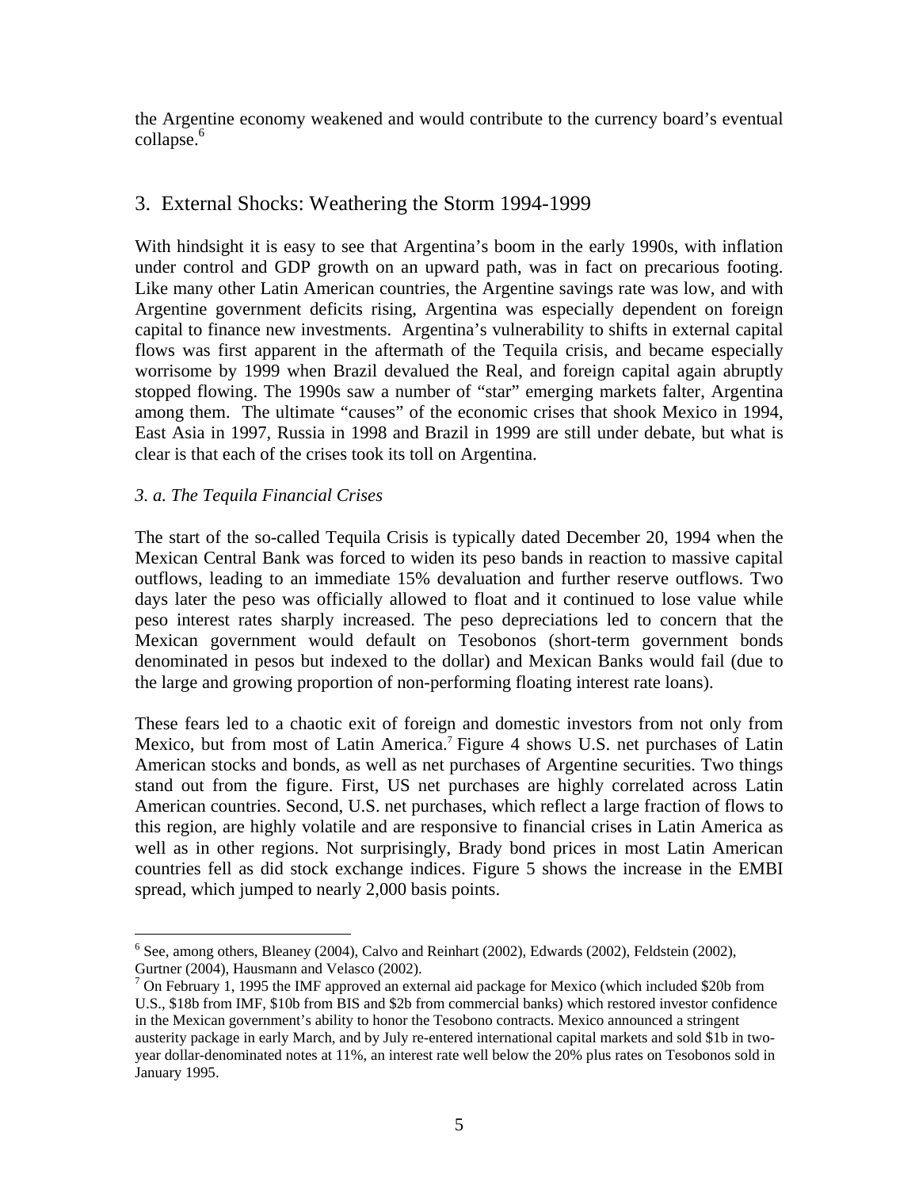the Argentine economy weakened and would contribute to the currency board's eventual collapse.[6]

## 3. External Shocks: Weathering the Storm 1994-1999

With hindsight it is easy to see that Argentina's boom in the early 1990s, with inflation under control and GDP growth on an upward path, was in fact on precarious footing. Like many other Latin American countries, the Argentine savings rate was low, and with Argentine government deficits rising, Argentina was especially dependent on foreign capital to finance new investments. Argentina's vulnerability to shifts in external capital flows was first apparent in the aftermath of the Tequila crisis, and became especially worrisome by 1999 when Brazil devalued the Real, and foreign capital again abruptly stopped flowing. The 1990s saw a number of "star" emerging markets falter, Argentina among them. The ultimate "causes" of the economic crises that shook Mexico in 1994, East Asia in 1997, Russia in 1998 and Brazil in 1999 are still under debate, but what is clear is that each of the crises took its toll on Argentina.

### *3. a. The Tequila Financial Crises*

The start of the so-called Tequila Crisis is typically dated December 20, 1994 when the Mexican Central Bank was forced to widen its peso bands in reaction to massive capital outflows, leading to an immediate 15% devaluation and further reserve outflows. Two days later the peso was officially allowed to float and it continued to lose value while peso interest rates sharply increased. The peso depreciations led to concern that the Mexican government would default on Tesobonos (short-term government bonds denominated in pesos but indexed to the dollar) and Mexican Banks would fail (due to the large and growing proportion of non-performing floating interest rate loans).

These fears led to a chaotic exit of foreign and domestic investors from not only from Mexico, but from most of Latin America.[7] Figure 4 shows U.S. net purchases of Latin American stocks and bonds, as well as net purchases of Argentine securities. Two things stand out from the figure. First, US net purchases are highly correlated across Latin American countries. Second, U.S. net purchases, which reflect a large fraction of flows to this region, are highly volatile and are responsive to financial crises in Latin America as well as in other regions. Not surprisingly, Brady bond prices in most Latin American countries fell as did stock exchange indices. Figure 5 shows the increase in the EMBI spread, which jumped to nearly 2,000 basis points.

---

[6] See, among others, Bleaney (2004), Calvo and Reinhart (2002), Edwards (2002), Feldstein (2002), Gurtner (2004), Hausmann and Velasco (2002).

[7] On February 1, 1995 the IMF approved an external aid package for Mexico (which included \$20b from U.S., \$18b from IMF, \$10b from BIS and \$2b from commercial banks) which restored investor confidence in the Mexican government's ability to honor the Tesobono contracts. Mexico announced a stringent austerity package in early March, and by July re-entered international capital markets and sold \$1b in two-year dollar-denominated notes at 11%, an interest rate well below the 20% plus rates on Tesobonos sold in January 1995.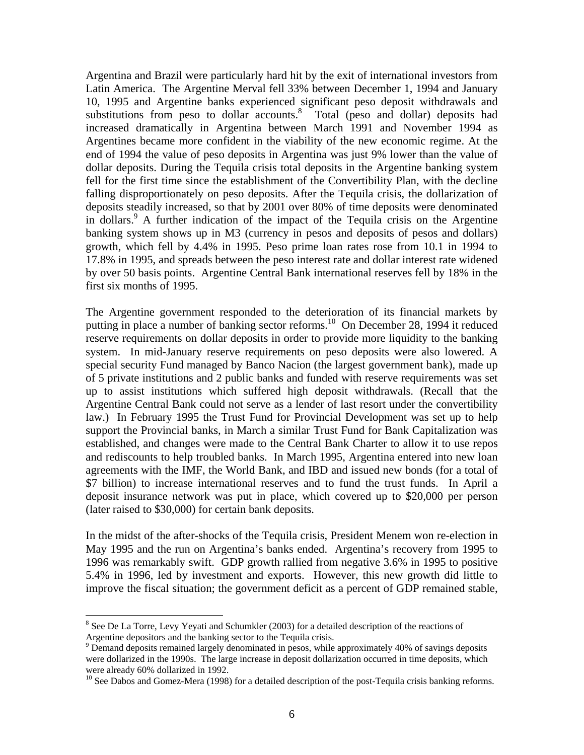Argentina and Brazil were particularly hard hit by the exit of international investors from Latin America. The Argentine Merval fell 33% between December 1, 1994 and January 10, 1995 and Argentine banks experienced significant peso deposit withdrawals and substitutions from peso to dollar accounts.[8] Total (peso and dollar) deposits had increased dramatically in Argentina between March 1991 and November 1994 as Argentines became more confident in the viability of the new economic regime. At the end of 1994 the value of peso deposits in Argentina was just 9% lower than the value of dollar deposits. During the Tequila crisis total deposits in the Argentine banking system fell for the first time since the establishment of the Convertibility Plan, with the decline falling disproportionately on peso deposits. After the Tequila crisis, the dollarization of deposits steadily increased, so that by 2001 over 80% of time deposits were denominated in dollars.[9] A further indication of the impact of the Tequila crisis on the Argentine banking system shows up in M3 (currency in pesos and deposits of pesos and dollars) growth, which fell by 4.4% in 1995. Peso prime loan rates rose from 10.1 in 1994 to 17.8% in 1995, and spreads between the peso interest rate and dollar interest rate widened by over 50 basis points. Argentine Central Bank international reserves fell by 18% in the first six months of 1995.

The Argentine government responded to the deterioration of its financial markets by putting in place a number of banking sector reforms.[10] On December 28, 1994 it reduced reserve requirements on dollar deposits in order to provide more liquidity to the banking system. In mid-January reserve requirements on peso deposits were also lowered. A special security Fund managed by Banco Nacion (the largest government bank), made up of 5 private institutions and 2 public banks and funded with reserve requirements was set up to assist institutions which suffered high deposit withdrawals. (Recall that the Argentine Central Bank could not serve as a lender of last resort under the convertibility law.) In February 1995 the Trust Fund for Provincial Development was set up to help support the Provincial banks, in March a similar Trust Fund for Bank Capitalization was established, and changes were made to the Central Bank Charter to allow it to use repos and rediscounts to help troubled banks. In March 1995, Argentina entered into new loan agreements with the IMF, the World Bank, and IBD and issued new bonds (for a total of $7 billion) to increase international reserves and to fund the trust funds. In April a deposit insurance network was put in place, which covered up to $20,000 per person (later raised to $30,000) for certain bank deposits.

In the midst of the after-shocks of the Tequila crisis, President Menem won re-election in May 1995 and the run on Argentina's banks ended. Argentina's recovery from 1995 to 1996 was remarkably swift. GDP growth rallied from negative 3.6% in 1995 to positive 5.4% in 1996, led by investment and exports. However, this new growth did little to improve the fiscal situation; the government deficit as a percent of GDP remained stable,

---

[8] See De La Torre, Levy Yeyati and Schumkler (2003) for a detailed description of the reactions of Argentine depositors and the banking sector to the Tequila crisis.

[9] Demand deposits remained largely denominated in pesos, while approximately 40% of savings deposits were dollarized in the 1990s. The large increase in deposit dollarization occurred in time deposits, which were already 60% dollarized in 1992.

[10] See Dabos and Gomez-Mera (1998) for a detailed description of the post-Tequila crisis banking reforms.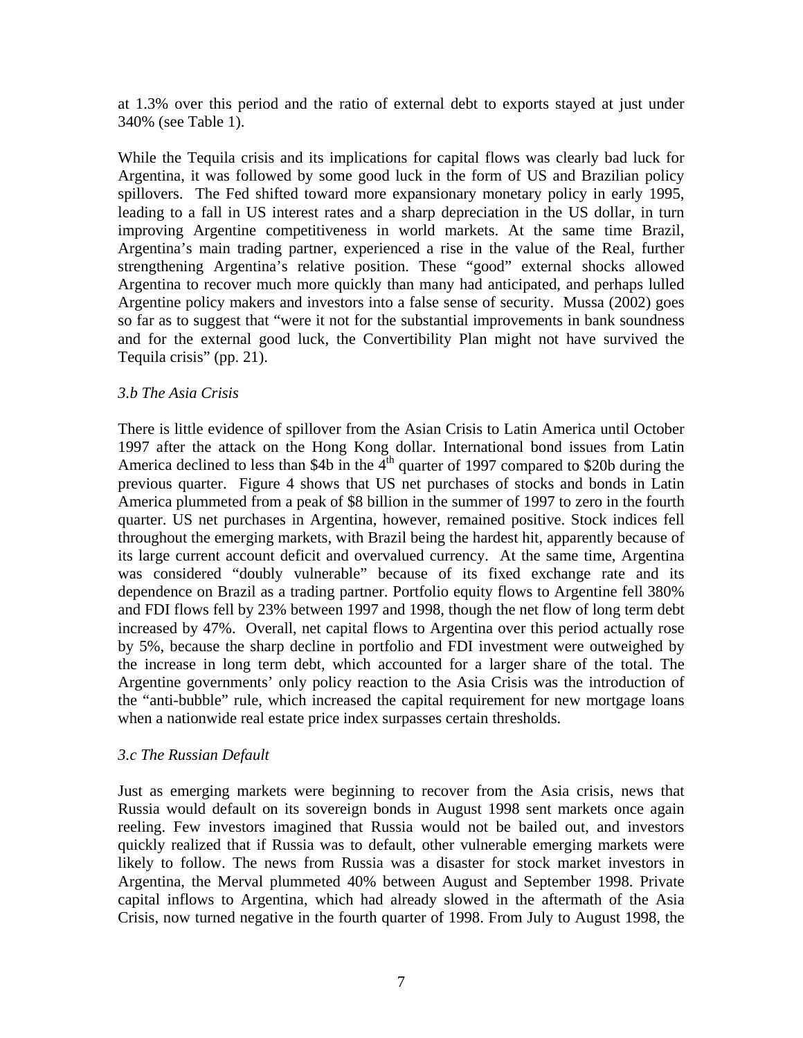at 1.3% over this period and the ratio of external debt to exports stayed at just under 340% (see Table 1).

While the Tequila crisis and its implications for capital flows was clearly bad luck for Argentina, it was followed by some good luck in the form of US and Brazilian policy spillovers. The Fed shifted toward more expansionary monetary policy in early 1995, leading to a fall in US interest rates and a sharp depreciation in the US dollar, in turn improving Argentine competitiveness in world markets. At the same time Brazil, Argentina's main trading partner, experienced a rise in the value of the Real, further strengthening Argentina's relative position. These "good" external shocks allowed Argentina to recover much more quickly than many had anticipated, and perhaps lulled Argentine policy makers and investors into a false sense of security. Mussa (2002) goes so far as to suggest that "were it not for the substantial improvements in bank soundness and for the external good luck, the Convertibility Plan might not have survived the Tequila crisis" (pp. 21).

### *3.b The Asia Crisis*

There is little evidence of spillover from the Asian Crisis to Latin America until October 1997 after the attack on the Hong Kong dollar. International bond issues from Latin America declined to less than \$4b in the 4th quarter of 1997 compared to \$20b during the previous quarter. Figure 4 shows that US net purchases of stocks and bonds in Latin America plummeted from a peak of \$8 billion in the summer of 1997 to zero in the fourth quarter. US net purchases in Argentina, however, remained positive. Stock indices fell throughout the emerging markets, with Brazil being the hardest hit, apparently because of its large current account deficit and overvalued currency. At the same time, Argentina was considered "doubly vulnerable" because of its fixed exchange rate and its dependence on Brazil as a trading partner. Portfolio equity flows to Argentine fell 380% and FDI flows fell by 23% between 1997 and 1998, though the net flow of long term debt increased by 47%. Overall, net capital flows to Argentina over this period actually rose by 5%, because the sharp decline in portfolio and FDI investment were outweighed by the increase in long term debt, which accounted for a larger share of the total. The Argentine governments' only policy reaction to the Asia Crisis was the introduction of the "anti-bubble" rule, which increased the capital requirement for new mortgage loans when a nationwide real estate price index surpasses certain thresholds.

### *3.c The Russian Default*

Just as emerging markets were beginning to recover from the Asia crisis, news that Russia would default on its sovereign bonds in August 1998 sent markets once again reeling. Few investors imagined that Russia would not be bailed out, and investors quickly realized that if Russia was to default, other vulnerable emerging markets were likely to follow. The news from Russia was a disaster for stock market investors in Argentina, the Merval plummeted 40% between August and September 1998. Private capital inflows to Argentina, which had already slowed in the aftermath of the Asia Crisis, now turned negative in the fourth quarter of 1998. From July to August 1998, the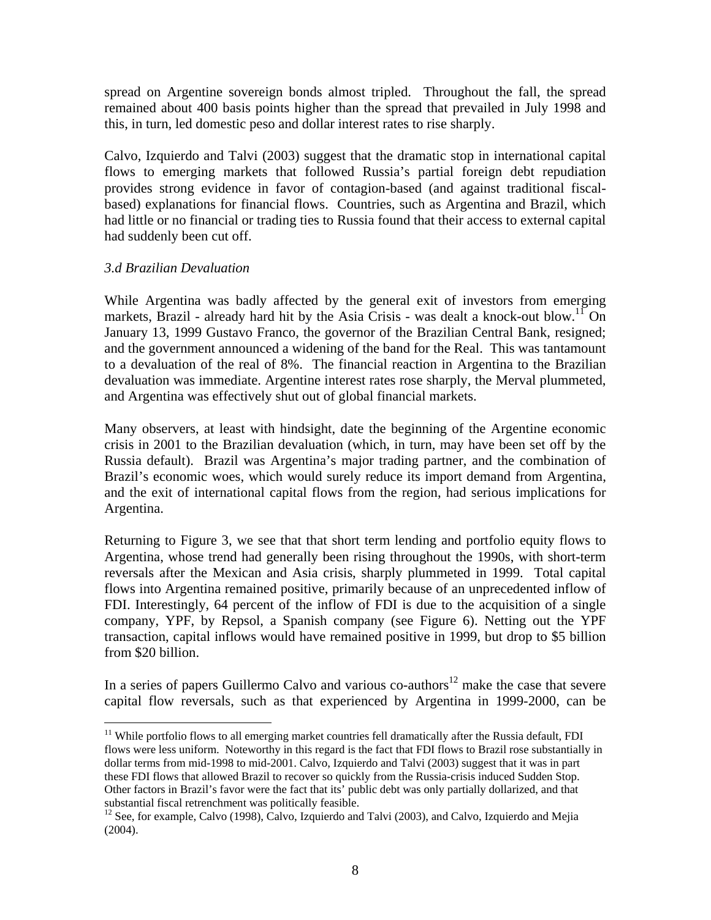spread on Argentine sovereign bonds almost tripled. Throughout the fall, the spread remained about 400 basis points higher than the spread that prevailed in July 1998 and this, in turn, led domestic peso and dollar interest rates to rise sharply.

Calvo, Izquierdo and Talvi (2003) suggest that the dramatic stop in international capital flows to emerging markets that followed Russia's partial foreign debt repudiation provides strong evidence in favor of contagion-based (and against traditional fiscal-based) explanations for financial flows. Countries, such as Argentina and Brazil, which had little or no financial or trading ties to Russia found that their access to external capital had suddenly been cut off.

### *3.d Brazilian Devaluation*

While Argentina was badly affected by the general exit of investors from emerging markets, Brazil - already hard hit by the Asia Crisis - was dealt a knock-out blow.[11] On January 13, 1999 Gustavo Franco, the governor of the Brazilian Central Bank, resigned; and the government announced a widening of the band for the Real. This was tantamount to a devaluation of the real of 8%. The financial reaction in Argentina to the Brazilian devaluation was immediate. Argentine interest rates rose sharply, the Merval plummeted, and Argentina was effectively shut out of global financial markets.

Many observers, at least with hindsight, date the beginning of the Argentine economic crisis in 2001 to the Brazilian devaluation (which, in turn, may have been set off by the Russia default). Brazil was Argentina's major trading partner, and the combination of Brazil's economic woes, which would surely reduce its import demand from Argentina, and the exit of international capital flows from the region, had serious implications for Argentina.

Returning to Figure 3, we see that that short term lending and portfolio equity flows to Argentina, whose trend had generally been rising throughout the 1990s, with short-term reversals after the Mexican and Asia crisis, sharply plummeted in 1999. Total capital flows into Argentina remained positive, primarily because of an unprecedented inflow of FDI. Interestingly, 64 percent of the inflow of FDI is due to the acquisition of a single company, YPF, by Repsol, a Spanish company (see Figure 6). Netting out the YPF transaction, capital inflows would have remained positive in 1999, but drop to \$5 billion from \$20 billion.

In a series of papers Guillermo Calvo and various co-authors[12] make the case that severe capital flow reversals, such as that experienced by Argentina in 1999-2000, can be

---

[11] While portfolio flows to all emerging market countries fell dramatically after the Russia default, FDI flows were less uniform. Noteworthy in this regard is the fact that FDI flows to Brazil rose substantially in dollar terms from mid-1998 to mid-2001. Calvo, Izquierdo and Talvi (2003) suggest that it was in part these FDI flows that allowed Brazil to recover so quickly from the Russia-crisis induced Sudden Stop. Other factors in Brazil's favor were the fact that its' public debt was only partially dollarized, and that substantial fiscal retrenchment was politically feasible.

[12] See, for example, Calvo (1998), Calvo, Izquierdo and Talvi (2003), and Calvo, Izquierdo and Mejia (2004).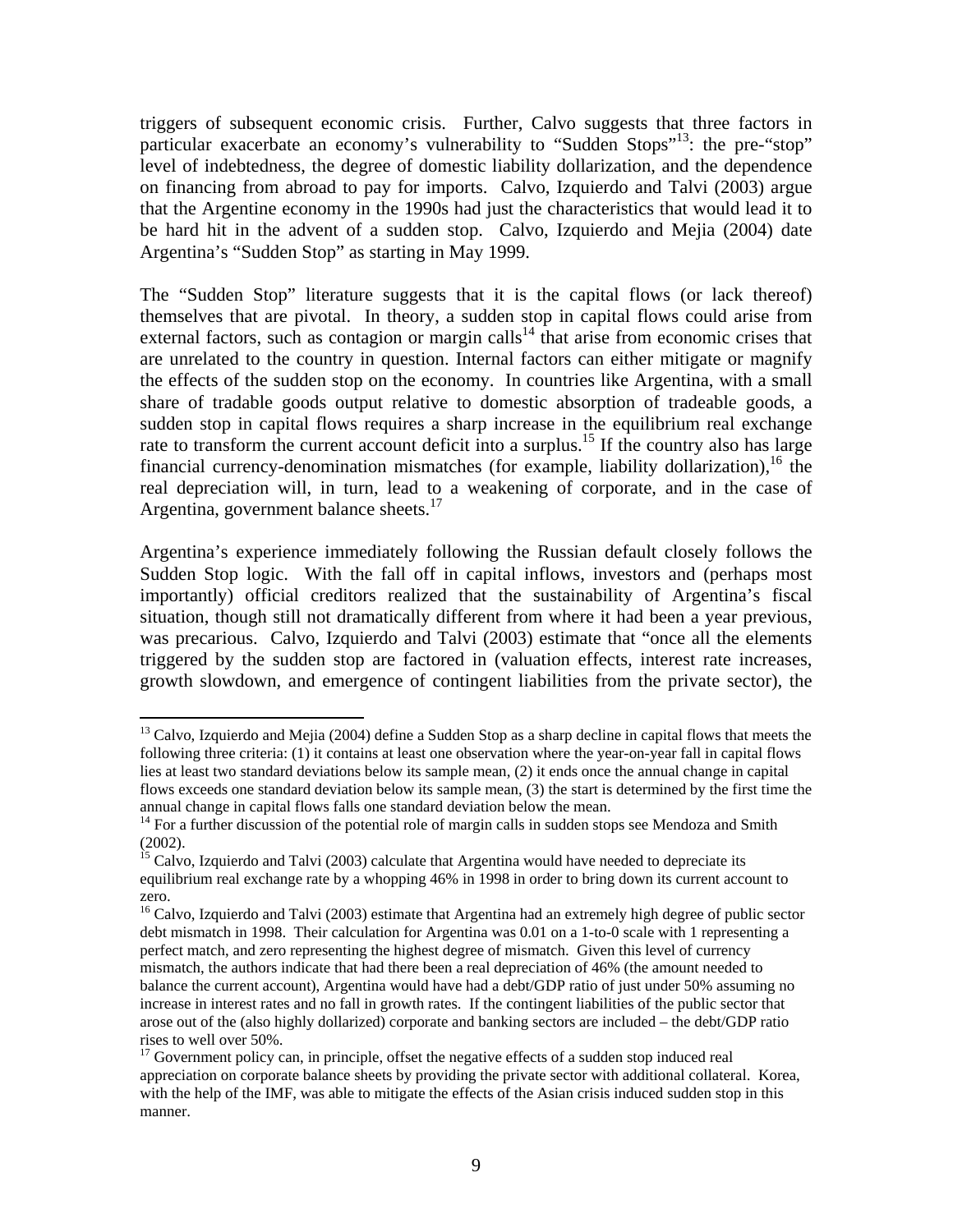triggers of subsequent economic crisis. Further, Calvo suggests that three factors in particular exacerbate an economy's vulnerability to "Sudden Stops"[13]: the pre-"stop" level of indebtedness, the degree of domestic liability dollarization, and the dependence on financing from abroad to pay for imports. Calvo, Izquierdo and Talvi (2003) argue that the Argentine economy in the 1990s had just the characteristics that would lead it to be hard hit in the advent of a sudden stop. Calvo, Izquierdo and Mejia (2004) date Argentina's "Sudden Stop" as starting in May 1999.

The "Sudden Stop" literature suggests that it is the capital flows (or lack thereof) themselves that are pivotal. In theory, a sudden stop in capital flows could arise from external factors, such as contagion or margin calls[14] that arise from economic crises that are unrelated to the country in question. Internal factors can either mitigate or magnify the effects of the sudden stop on the economy. In countries like Argentina, with a small share of tradable goods output relative to domestic absorption of tradeable goods, a sudden stop in capital flows requires a sharp increase in the equilibrium real exchange rate to transform the current account deficit into a surplus.[15] If the country also has large financial currency-denomination mismatches (for example, liability dollarization),[16] the real depreciation will, in turn, lead to a weakening of corporate, and in the case of Argentina, government balance sheets.[17]

Argentina's experience immediately following the Russian default closely follows the Sudden Stop logic. With the fall off in capital inflows, investors and (perhaps most importantly) official creditors realized that the sustainability of Argentina's fiscal situation, though still not dramatically different from where it had been a year previous, was precarious. Calvo, Izquierdo and Talvi (2003) estimate that "once all the elements triggered by the sudden stop are factored in (valuation effects, interest rate increases, growth slowdown, and emergence of contingent liabilities from the private sector), the

---

[13] Calvo, Izquierdo and Mejia (2004) define a Sudden Stop as a sharp decline in capital flows that meets the following three criteria: (1) it contains at least one observation where the year-on-year fall in capital flows lies at least two standard deviations below its sample mean, (2) it ends once the annual change in capital flows exceeds one standard deviation below its sample mean, (3) the start is determined by the first time the annual change in capital flows falls one standard deviation below the mean.

[14] For a further discussion of the potential role of margin calls in sudden stops see Mendoza and Smith (2002).

[15] Calvo, Izquierdo and Talvi (2003) calculate that Argentina would have needed to depreciate its equilibrium real exchange rate by a whopping 46% in 1998 in order to bring down its current account to zero.

[16] Calvo, Izquierdo and Talvi (2003) estimate that Argentina had an extremely high degree of public sector debt mismatch in 1998. Their calculation for Argentina was 0.01 on a 1-to-0 scale with 1 representing a perfect match, and zero representing the highest degree of mismatch. Given this level of currency mismatch, the authors indicate that had there been a real depreciation of 46% (the amount needed to balance the current account), Argentina would have had a debt/GDP ratio of just under 50% assuming no increase in interest rates and no fall in growth rates. If the contingent liabilities of the public sector that arose out of the (also highly dollarized) corporate and banking sectors are included – the debt/GDP ratio rises to well over 50%.

[17] Government policy can, in principle, offset the negative effects of a sudden stop induced real appreciation on corporate balance sheets by providing the private sector with additional collateral. Korea, with the help of the IMF, was able to mitigate the effects of the Asian crisis induced sudden stop in this manner.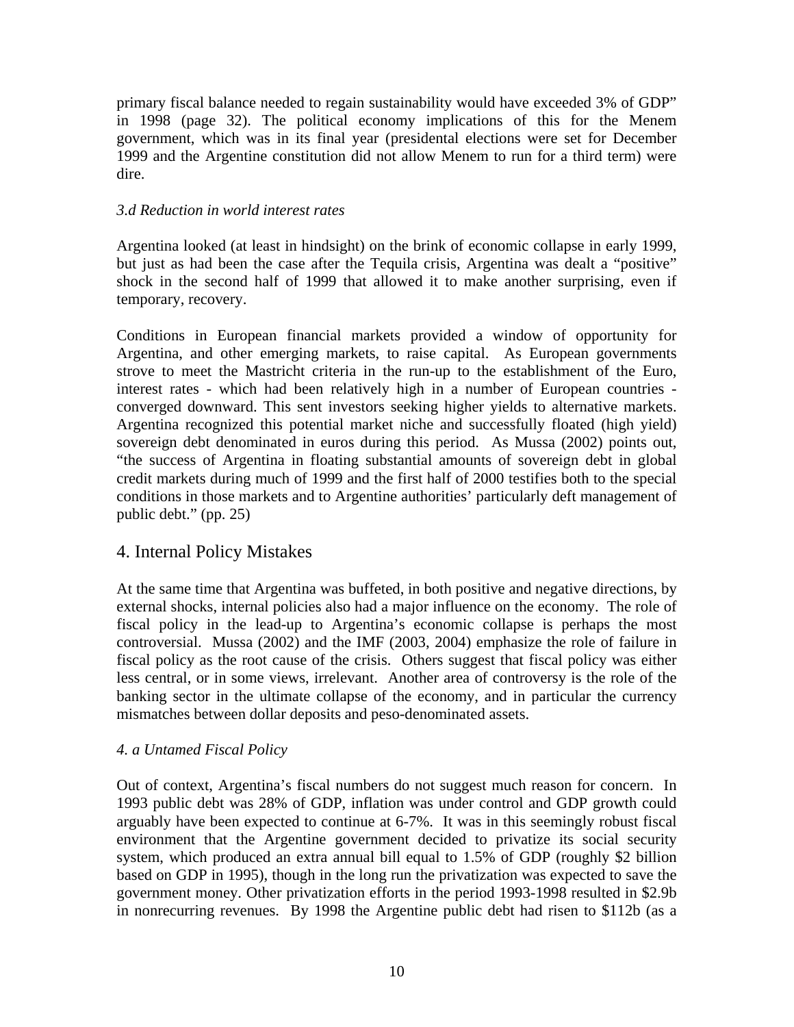primary fiscal balance needed to regain sustainability would have exceeded 3% of GDP" in 1998 (page 32). The political economy implications of this for the Menem government, which was in its final year (presidental elections were set for December 1999 and the Argentine constitution did not allow Menem to run for a third term) were dire.

### *3.d Reduction in world interest rates*

Argentina looked (at least in hindsight) on the brink of economic collapse in early 1999, but just as had been the case after the Tequila crisis, Argentina was dealt a "positive" shock in the second half of 1999 that allowed it to make another surprising, even if temporary, recovery.

Conditions in European financial markets provided a window of opportunity for Argentina, and other emerging markets, to raise capital. As European governments strove to meet the Mastricht criteria in the run-up to the establishment of the Euro, interest rates - which had been relatively high in a number of European countries - converged downward. This sent investors seeking higher yields to alternative markets. Argentina recognized this potential market niche and successfully floated (high yield) sovereign debt denominated in euros during this period. As Mussa (2002) points out, "the success of Argentina in floating substantial amounts of sovereign debt in global credit markets during much of 1999 and the first half of 2000 testifies both to the special conditions in those markets and to Argentine authorities' particularly deft management of public debt." (pp. 25)

## 4. Internal Policy Mistakes

At the same time that Argentina was buffeted, in both positive and negative directions, by external shocks, internal policies also had a major influence on the economy. The role of fiscal policy in the lead-up to Argentina's economic collapse is perhaps the most controversial. Mussa (2002) and the IMF (2003, 2004) emphasize the role of failure in fiscal policy as the root cause of the crisis. Others suggest that fiscal policy was either less central, or in some views, irrelevant. Another area of controversy is the role of the banking sector in the ultimate collapse of the economy, and in particular the currency mismatches between dollar deposits and peso-denominated assets.

### *4. a Untamed Fiscal Policy*

Out of context, Argentina's fiscal numbers do not suggest much reason for concern. In 1993 public debt was 28% of GDP, inflation was under control and GDP growth could arguably have been expected to continue at 6-7%. It was in this seemingly robust fiscal environment that the Argentine government decided to privatize its social security system, which produced an extra annual bill equal to 1.5% of GDP (roughly $2 billion based on GDP in 1995), though in the long run the privatization was expected to save the government money. Other privatization efforts in the period 1993-1998 resulted in $2.9b in nonrecurring revenues. By 1998 the Argentine public debt had risen to $112b (as a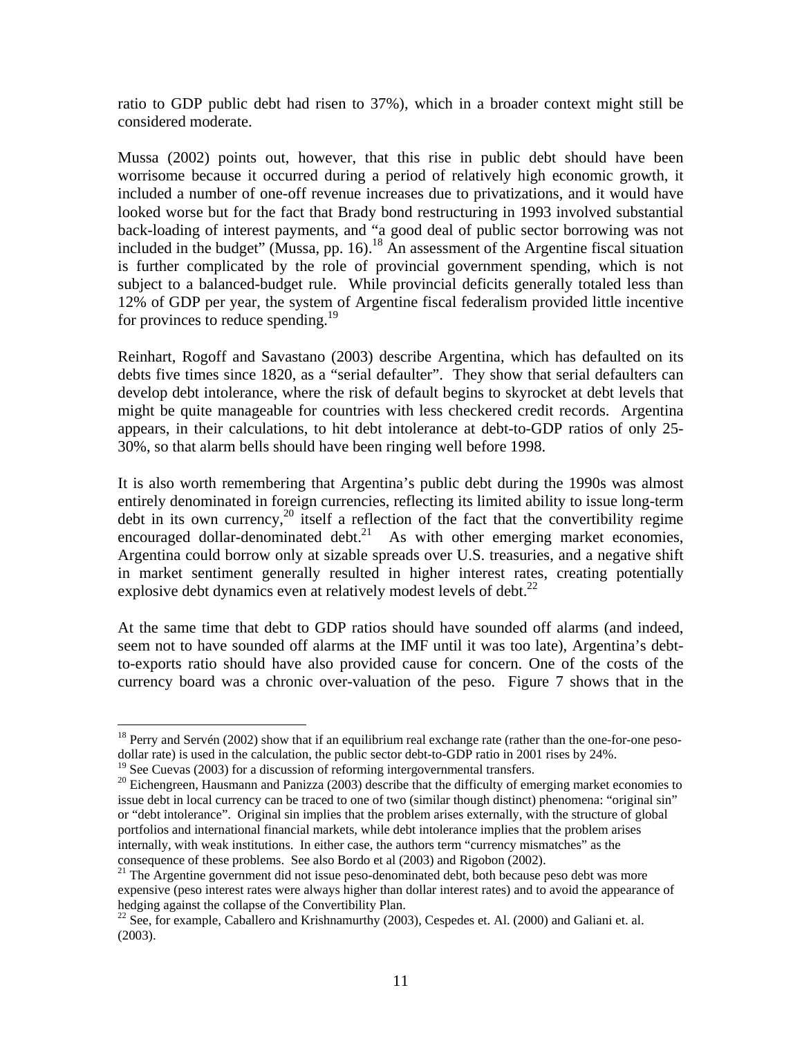ratio to GDP public debt had risen to 37%), which in a broader context might still be considered moderate.

Mussa (2002) points out, however, that this rise in public debt should have been worrisome because it occurred during a period of relatively high economic growth, it included a number of one-off revenue increases due to privatizations, and it would have looked worse but for the fact that Brady bond restructuring in 1993 involved substantial back-loading of interest payments, and "a good deal of public sector borrowing was not included in the budget" (Mussa, pp. 16).[18] An assessment of the Argentine fiscal situation is further complicated by the role of provincial government spending, which is not subject to a balanced-budget rule. While provincial deficits generally totaled less than 12% of GDP per year, the system of Argentine fiscal federalism provided little incentive for provinces to reduce spending.[19]

Reinhart, Rogoff and Savastano (2003) describe Argentina, which has defaulted on its debts five times since 1820, as a "serial defaulter". They show that serial defaulters can develop debt intolerance, where the risk of default begins to skyrocket at debt levels that might be quite manageable for countries with less checkered credit records. Argentina appears, in their calculations, to hit debt intolerance at debt-to-GDP ratios of only 25-30%, so that alarm bells should have been ringing well before 1998.

It is also worth remembering that Argentina's public debt during the 1990s was almost entirely denominated in foreign currencies, reflecting its limited ability to issue long-term debt in its own currency,[20] itself a reflection of the fact that the convertibility regime encouraged dollar-denominated debt.[21] As with other emerging market economies, Argentina could borrow only at sizable spreads over U.S. treasuries, and a negative shift in market sentiment generally resulted in higher interest rates, creating potentially explosive debt dynamics even at relatively modest levels of debt.[22]

At the same time that debt to GDP ratios should have sounded off alarms (and indeed, seem not to have sounded off alarms at the IMF until it was too late), Argentina's debt-to-exports ratio should have also provided cause for concern. One of the costs of the currency board was a chronic over-valuation of the peso. Figure 7 shows that in the

---

[18] Perry and Servén (2002) show that if an equilibrium real exchange rate (rather than the one-for-one peso-dollar rate) is used in the calculation, the public sector debt-to-GDP ratio in 2001 rises by 24%.

[19] See Cuevas (2003) for a discussion of reforming intergovernmental transfers.

[20] Eichengreen, Hausmann and Panizza (2003) describe that the difficulty of emerging market economies to issue debt in local currency can be traced to one of two (similar though distinct) phenomena: "original sin" or "debt intolerance". Original sin implies that the problem arises externally, with the structure of global portfolios and international financial markets, while debt intolerance implies that the problem arises internally, with weak institutions. In either case, the authors term "currency mismatches" as the consequence of these problems. See also Bordo et al (2003) and Rigobon (2002).

[21] The Argentine government did not issue peso-denominated debt, both because peso debt was more expensive (peso interest rates were always higher than dollar interest rates) and to avoid the appearance of hedging against the collapse of the Convertibility Plan.

[22] See, for example, Caballero and Krishnamurthy (2003), Cespedes et. Al. (2000) and Galiani et. al. (2003).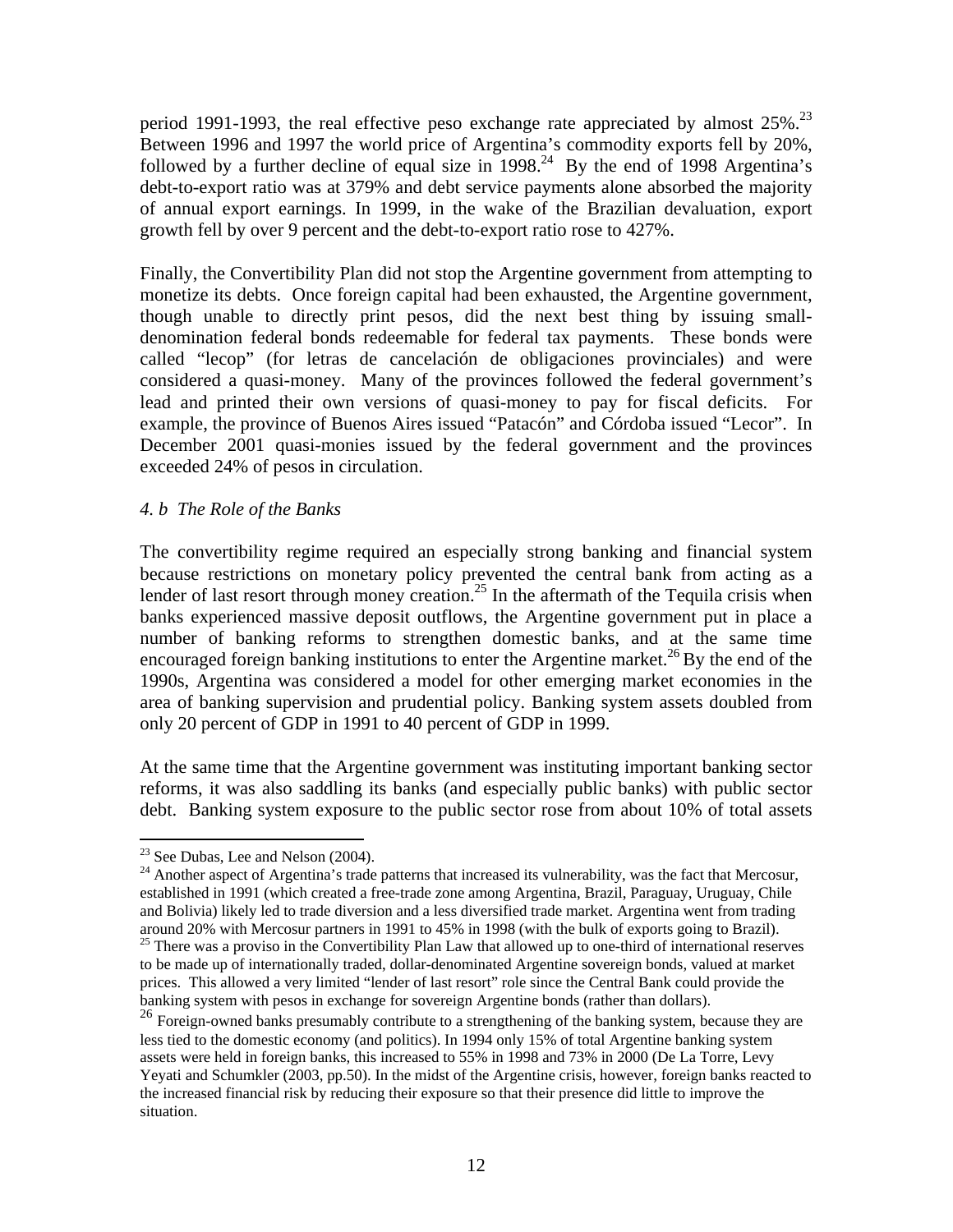period 1991-1993, the real effective peso exchange rate appreciated by almost 25%.[23] Between 1996 and 1997 the world price of Argentina's commodity exports fell by 20%, followed by a further decline of equal size in 1998.[24] By the end of 1998 Argentina's debt-to-export ratio was at 379% and debt service payments alone absorbed the majority of annual export earnings. In 1999, in the wake of the Brazilian devaluation, export growth fell by over 9 percent and the debt-to-export ratio rose to 427%.

Finally, the Convertibility Plan did not stop the Argentine government from attempting to monetize its debts. Once foreign capital had been exhausted, the Argentine government, though unable to directly print pesos, did the next best thing by issuing small-denomination federal bonds redeemable for federal tax payments. These bonds were called "lecop" (for letras de cancelación de obligaciones provinciales) and were considered a quasi-money. Many of the provinces followed the federal government's lead and printed their own versions of quasi-money to pay for fiscal deficits. For example, the province of Buenos Aires issued "Patacón" and Córdoba issued "Lecor". In December 2001 quasi-monies issued by the federal government and the provinces exceeded 24% of pesos in circulation.

### *4. b The Role of the Banks*

The convertibility regime required an especially strong banking and financial system because restrictions on monetary policy prevented the central bank from acting as a lender of last resort through money creation.[25] In the aftermath of the Tequila crisis when banks experienced massive deposit outflows, the Argentine government put in place a number of banking reforms to strengthen domestic banks, and at the same time encouraged foreign banking institutions to enter the Argentine market.[26] By the end of the 1990s, Argentina was considered a model for other emerging market economies in the area of banking supervision and prudential policy. Banking system assets doubled from only 20 percent of GDP in 1991 to 40 percent of GDP in 1999.

At the same time that the Argentine government was instituting important banking sector reforms, it was also saddling its banks (and especially public banks) with public sector debt. Banking system exposure to the public sector rose from about 10% of total assets

---

[23] See Dubas, Lee and Nelson (2004).

[24] Another aspect of Argentina's trade patterns that increased its vulnerability, was the fact that Mercosur, established in 1991 (which created a free-trade zone among Argentina, Brazil, Paraguay, Uruguay, Chile and Bolivia) likely led to trade diversion and a less diversified trade market. Argentina went from trading around 20% with Mercosur partners in 1991 to 45% in 1998 (with the bulk of exports going to Brazil).

[25] There was a proviso in the Convertibility Plan Law that allowed up to one-third of international reserves to be made up of internationally traded, dollar-denominated Argentine sovereign bonds, valued at market prices. This allowed a very limited "lender of last resort" role since the Central Bank could provide the banking system with pesos in exchange for sovereign Argentine bonds (rather than dollars).

[26] Foreign-owned banks presumably contribute to a strengthening of the banking system, because they are less tied to the domestic economy (and politics). In 1994 only 15% of total Argentine banking system assets were held in foreign banks, this increased to 55% in 1998 and 73% in 2000 (De La Torre, Levy Yeyati and Schumkler (2003, pp.50). In the midst of the Argentine crisis, however, foreign banks reacted to the increased financial risk by reducing their exposure so that their presence did little to improve the situation.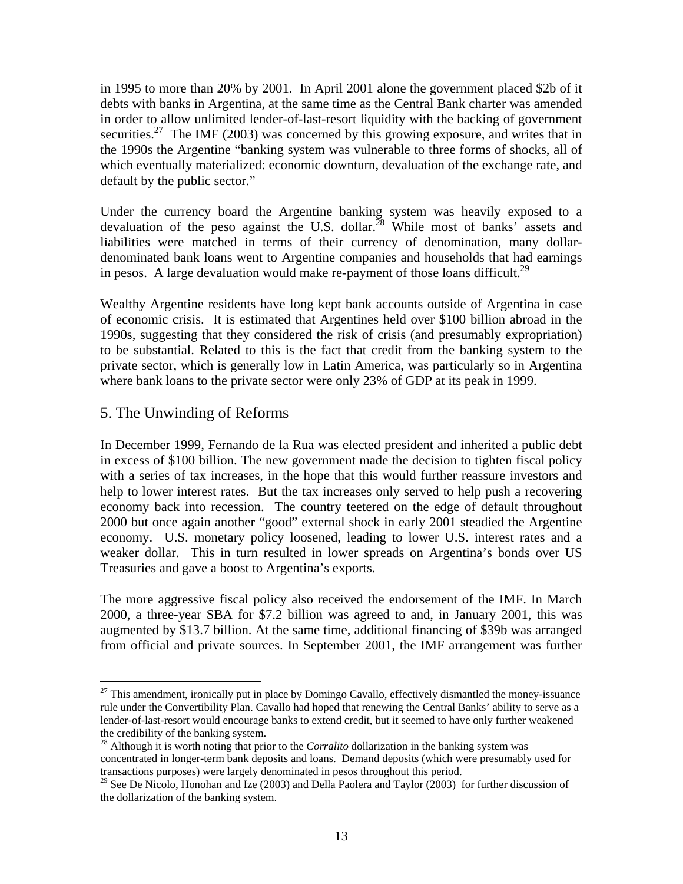in 1995 to more than 20% by 2001. In April 2001 alone the government placed $2b of it debts with banks in Argentina, at the same time as the Central Bank charter was amended in order to allow unlimited lender-of-last-resort liquidity with the backing of government securities.[27] The IMF (2003) was concerned by this growing exposure, and writes that in the 1990s the Argentine "banking system was vulnerable to three forms of shocks, all of which eventually materialized: economic downturn, devaluation of the exchange rate, and default by the public sector."

Under the currency board the Argentine banking system was heavily exposed to a devaluation of the peso against the U.S. dollar.[28] While most of banks' assets and liabilities were matched in terms of their currency of denomination, many dollar-denominated bank loans went to Argentine companies and households that had earnings in pesos. A large devaluation would make re-payment of those loans difficult.[29]

Wealthy Argentine residents have long kept bank accounts outside of Argentina in case of economic crisis. It is estimated that Argentines held over $100 billion abroad in the 1990s, suggesting that they considered the risk of crisis (and presumably expropriation) to be substantial. Related to this is the fact that credit from the banking system to the private sector, which is generally low in Latin America, was particularly so in Argentina where bank loans to the private sector were only 23% of GDP at its peak in 1999.

## 5. The Unwinding of Reforms

In December 1999, Fernando de la Rua was elected president and inherited a public debt in excess of $100 billion. The new government made the decision to tighten fiscal policy with a series of tax increases, in the hope that this would further reassure investors and help to lower interest rates. But the tax increases only served to help push a recovering economy back into recession. The country teetered on the edge of default throughout 2000 but once again another "good" external shock in early 2001 steadied the Argentine economy. U.S. monetary policy loosened, leading to lower U.S. interest rates and a weaker dollar. This in turn resulted in lower spreads on Argentina's bonds over US Treasuries and gave a boost to Argentina's exports.

The more aggressive fiscal policy also received the endorsement of the IMF. In March 2000, a three-year SBA for $7.2 billion was agreed to and, in January 2001, this was augmented by $13.7 billion. At the same time, additional financing of $39b was arranged from official and private sources. In September 2001, the IMF arrangement was further

---

[27] This amendment, ironically put in place by Domingo Cavallo, effectively dismantled the money-issuance rule under the Convertibility Plan. Cavallo had hoped that renewing the Central Banks' ability to serve as a lender-of-last-resort would encourage banks to extend credit, but it seemed to have only further weakened the credibility of the banking system.

[28] Although it is worth noting that prior to the *Corralito* dollarization in the banking system was concentrated in longer-term bank deposits and loans. Demand deposits (which were presumably used for transactions purposes) were largely denominated in pesos throughout this period.

[29] See De Nicolo, Honohan and Ize (2003) and Della Paolera and Taylor (2003) for further discussion of the dollarization of the banking system.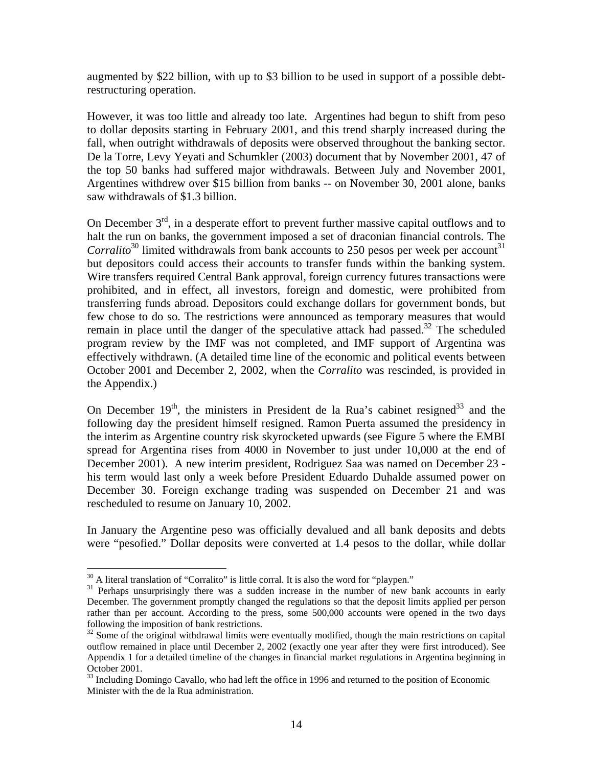augmented by $22 billion, with up to $3 billion to be used in support of a possible debt-restructuring operation.

However, it was too little and already too late. Argentines had begun to shift from peso to dollar deposits starting in February 2001, and this trend sharply increased during the fall, when outright withdrawals of deposits were observed throughout the banking sector. De la Torre, Levy Yeyati and Schumkler (2003) document that by November 2001, 47 of the top 50 banks had suffered major withdrawals. Between July and November 2001, Argentines withdrew over $15 billion from banks -- on November 30, 2001 alone, banks saw withdrawals of $1.3 billion.

On December 3rd, in a desperate effort to prevent further massive capital outflows and to halt the run on banks, the government imposed a set of draconian financial controls. The *Corralito*[30] limited withdrawals from bank accounts to 250 pesos per week per account[31] but depositors could access their accounts to transfer funds within the banking system. Wire transfers required Central Bank approval, foreign currency futures transactions were prohibited, and in effect, all investors, foreign and domestic, were prohibited from transferring funds abroad. Depositors could exchange dollars for government bonds, but few chose to do so. The restrictions were announced as temporary measures that would remain in place until the danger of the speculative attack had passed.[32] The scheduled program review by the IMF was not completed, and IMF support of Argentina was effectively withdrawn. (A detailed time line of the economic and political events between October 2001 and December 2, 2002, when the *Corralito* was rescinded, is provided in the Appendix.)

On December 19th, the ministers in President de la Rua's cabinet resigned[33] and the following day the president himself resigned. Ramon Puerta assumed the presidency in the interim as Argentine country risk skyrocketed upwards (see Figure 5 where the EMBI spread for Argentina rises from 4000 in November to just under 10,000 at the end of December 2001). A new interim president, Rodriguez Saa was named on December 23 - his term would last only a week before President Eduardo Duhalde assumed power on December 30. Foreign exchange trading was suspended on December 21 and was rescheduled to resume on January 10, 2002.

In January the Argentine peso was officially devalued and all bank deposits and debts were "pesofied." Dollar deposits were converted at 1.4 pesos to the dollar, while dollar

---

[30] A literal translation of "Corralito" is little corral. It is also the word for "playpen."

[31] Perhaps unsurprisingly there was a sudden increase in the number of new bank accounts in early December. The government promptly changed the regulations so that the deposit limits applied per person rather than per account. According to the press, some 500,000 accounts were opened in the two days following the imposition of bank restrictions.

[32] Some of the original withdrawal limits were eventually modified, though the main restrictions on capital outflow remained in place until December 2, 2002 (exactly one year after they were first introduced). See Appendix 1 for a detailed timeline of the changes in financial market regulations in Argentina beginning in October 2001.

[33] Including Domingo Cavallo, who had left the office in 1996 and returned to the position of Economic Minister with the de la Rua administration.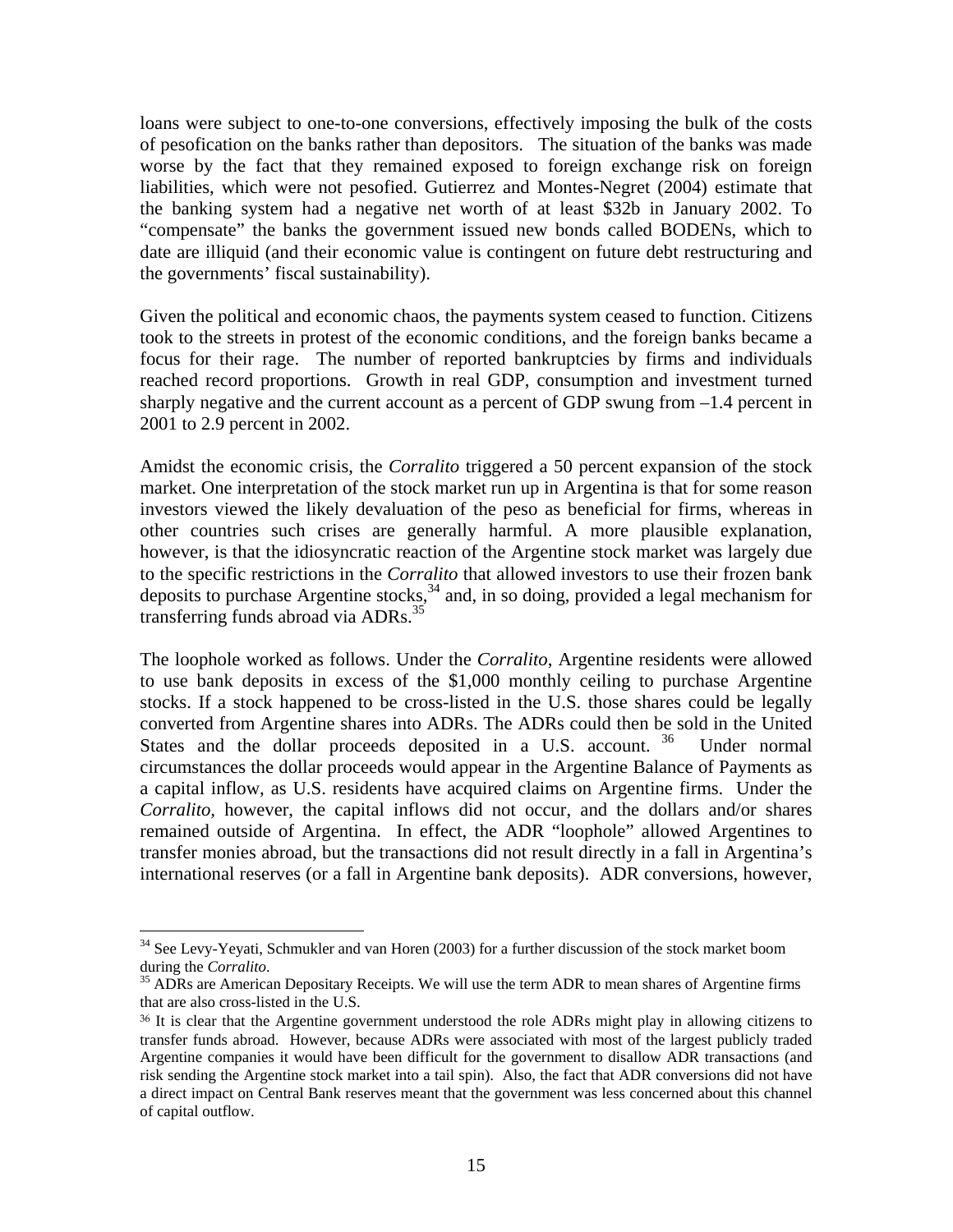loans were subject to one-to-one conversions, effectively imposing the bulk of the costs of pesofication on the banks rather than depositors. The situation of the banks was made worse by the fact that they remained exposed to foreign exchange risk on foreign liabilities, which were not pesofied. Gutierrez and Montes-Negret (2004) estimate that the banking system had a negative net worth of at least $32b in January 2002. To "compensate" the banks the government issued new bonds called BODENs, which to date are illiquid (and their economic value is contingent on future debt restructuring and the governments' fiscal sustainability).

Given the political and economic chaos, the payments system ceased to function. Citizens took to the streets in protest of the economic conditions, and the foreign banks became a focus for their rage. The number of reported bankruptcies by firms and individuals reached record proportions. Growth in real GDP, consumption and investment turned sharply negative and the current account as a percent of GDP swung from –1.4 percent in 2001 to 2.9 percent in 2002.

Amidst the economic crisis, the *Corralito* triggered a 50 percent expansion of the stock market. One interpretation of the stock market run up in Argentina is that for some reason investors viewed the likely devaluation of the peso as beneficial for firms, whereas in other countries such crises are generally harmful. A more plausible explanation, however, is that the idiosyncratic reaction of the Argentine stock market was largely due to the specific restrictions in the *Corralito* that allowed investors to use their frozen bank deposits to purchase Argentine stocks,[34] and, in so doing, provided a legal mechanism for transferring funds abroad via ADRs.[35]

The loophole worked as follows. Under the *Corralito*, Argentine residents were allowed to use bank deposits in excess of the $1,000 monthly ceiling to purchase Argentine stocks. If a stock happened to be cross-listed in the U.S. those shares could be legally converted from Argentine shares into ADRs. The ADRs could then be sold in the United States and the dollar proceeds deposited in a U.S. account.[36] Under normal circumstances the dollar proceeds would appear in the Argentine Balance of Payments as a capital inflow, as U.S. residents have acquired claims on Argentine firms. Under the *Corralito*, however, the capital inflows did not occur, and the dollars and/or shares remained outside of Argentina. In effect, the ADR "loophole" allowed Argentines to transfer monies abroad, but the transactions did not result directly in a fall in Argentina's international reserves (or a fall in Argentine bank deposits). ADR conversions, however,

---

[34] See Levy-Yeyati, Schmukler and van Horen (2003) for a further discussion of the stock market boom during the *Corralito*.

[35] ADRs are American Depositary Receipts. We will use the term ADR to mean shares of Argentine firms that are also cross-listed in the U.S.

[36] It is clear that the Argentine government understood the role ADRs might play in allowing citizens to transfer funds abroad. However, because ADRs were associated with most of the largest publicly traded Argentine companies it would have been difficult for the government to disallow ADR transactions (and risk sending the Argentine stock market into a tail spin). Also, the fact that ADR conversions did not have a direct impact on Central Bank reserves meant that the government was less concerned about this channel of capital outflow.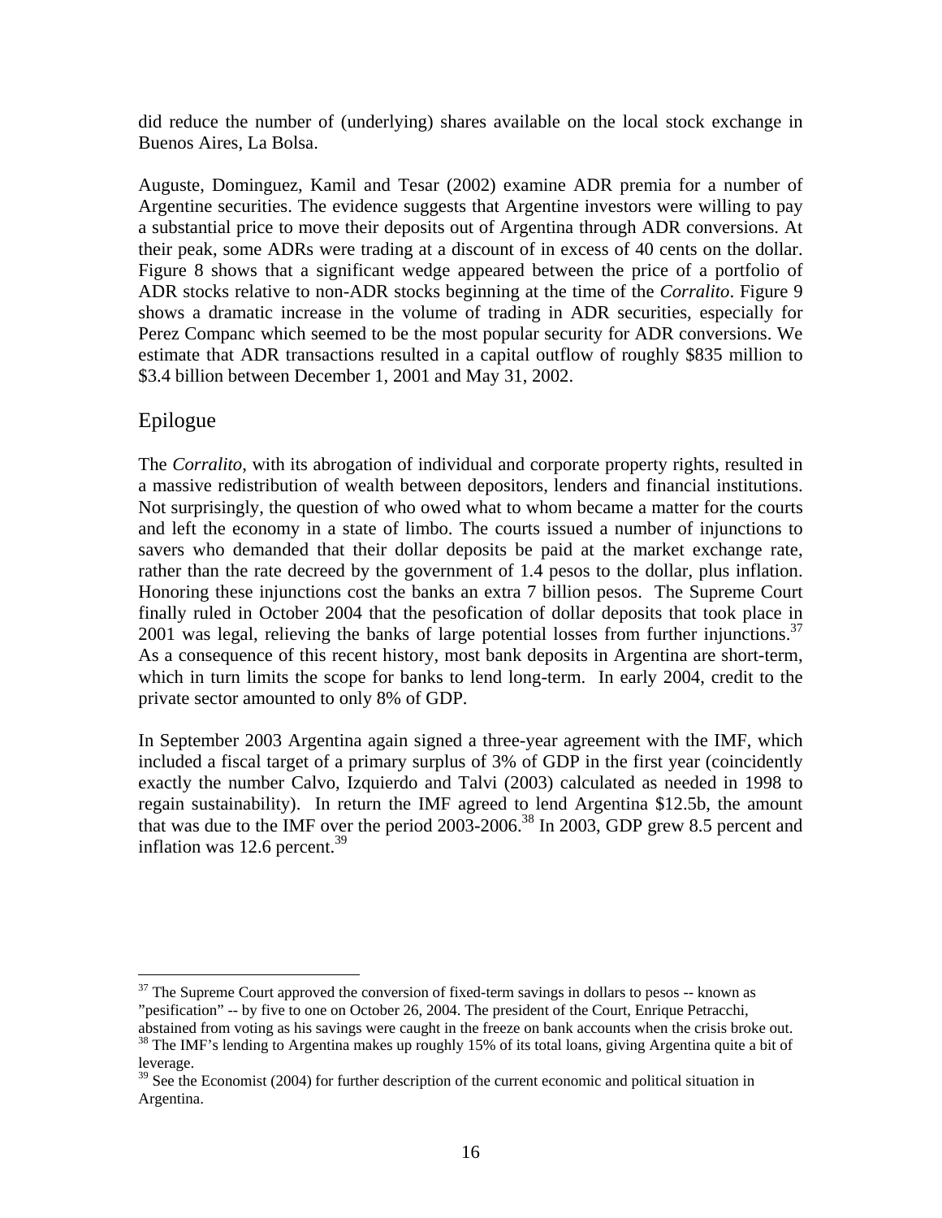did reduce the number of (underlying) shares available on the local stock exchange in Buenos Aires, La Bolsa.

Auguste, Dominguez, Kamil and Tesar (2002) examine ADR premia for a number of Argentine securities. The evidence suggests that Argentine investors were willing to pay a substantial price to move their deposits out of Argentina through ADR conversions. At their peak, some ADRs were trading at a discount of in excess of 40 cents on the dollar. Figure 8 shows that a significant wedge appeared between the price of a portfolio of ADR stocks relative to non-ADR stocks beginning at the time of the *Corralito*. Figure 9 shows a dramatic increase in the volume of trading in ADR securities, especially for Perez Companc which seemed to be the most popular security for ADR conversions. We estimate that ADR transactions resulted in a capital outflow of roughly $835 million to $3.4 billion between December 1, 2001 and May 31, 2002.

## Epilogue

The *Corralito*, with its abrogation of individual and corporate property rights, resulted in a massive redistribution of wealth between depositors, lenders and financial institutions. Not surprisingly, the question of who owed what to whom became a matter for the courts and left the economy in a state of limbo. The courts issued a number of injunctions to savers who demanded that their dollar deposits be paid at the market exchange rate, rather than the rate decreed by the government of 1.4 pesos to the dollar, plus inflation. Honoring these injunctions cost the banks an extra 7 billion pesos. The Supreme Court finally ruled in October 2004 that the pesofication of dollar deposits that took place in 2001 was legal, relieving the banks of large potential losses from further injunctions.[37] As a consequence of this recent history, most bank deposits in Argentina are short-term, which in turn limits the scope for banks to lend long-term. In early 2004, credit to the private sector amounted to only 8% of GDP.

In September 2003 Argentina again signed a three-year agreement with the IMF, which included a fiscal target of a primary surplus of 3% of GDP in the first year (coincidently exactly the number Calvo, Izquierdo and Talvi (2003) calculated as needed in 1998 to regain sustainability). In return the IMF agreed to lend Argentina $12.5b, the amount that was due to the IMF over the period 2003-2006.[38] In 2003, GDP grew 8.5 percent and inflation was 12.6 percent.[39]

---

[37] The Supreme Court approved the conversion of fixed-term savings in dollars to pesos -- known as "pesification" -- by five to one on October 26, 2004. The president of the Court, Enrique Petracchi, abstained from voting as his savings were caught in the freeze on bank accounts when the crisis broke out.

[38] The IMF's lending to Argentina makes up roughly 15% of its total loans, giving Argentina quite a bit of leverage.

[39] See the Economist (2004) for further description of the current economic and political situation in Argentina.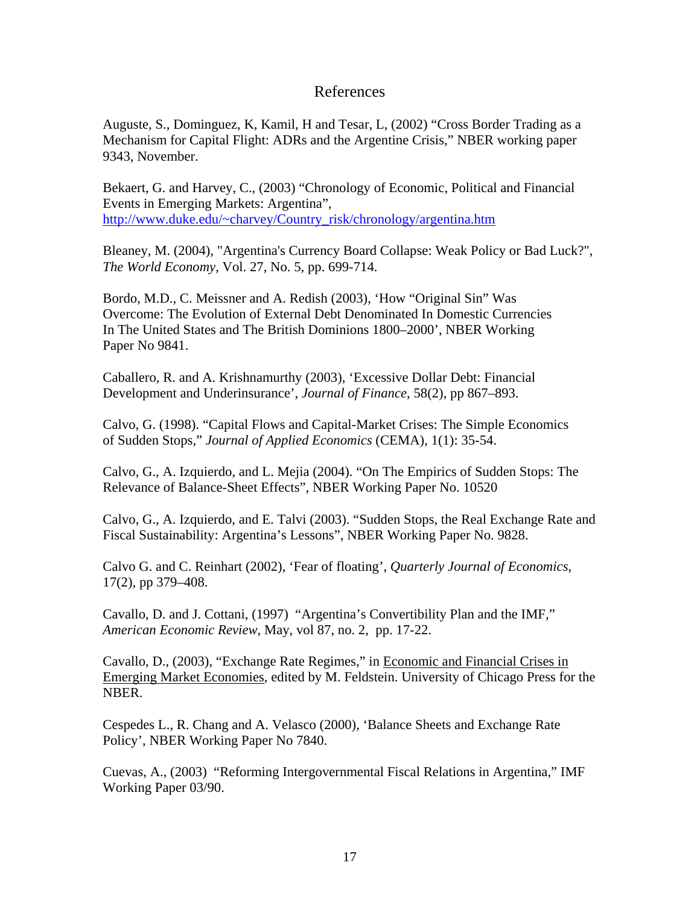# References

Auguste, S., Dominguez, K, Kamil, H and Tesar, L, (2002) "Cross Border Trading as a Mechanism for Capital Flight: ADRs and the Argentine Crisis," NBER working paper 9343, November.

Bekaert, G. and Harvey, C., (2003) "Chronology of Economic, Political and Financial Events in Emerging Markets: Argentina", http://www.duke.edu/~charvey/Country_risk/chronology/argentina.htm

Bleaney, M. (2004), "Argentina's Currency Board Collapse: Weak Policy or Bad Luck?", *The World Economy*, Vol. 27, No. 5, pp. 699-714.

Bordo, M.D., C. Meissner and A. Redish (2003), 'How "Original Sin" Was Overcome: The Evolution of External Debt Denominated In Domestic Currencies In The United States and The British Dominions 1800–2000', NBER Working Paper No 9841.

Caballero, R. and A. Krishnamurthy (2003), 'Excessive Dollar Debt: Financial Development and Underinsurance', *Journal of Finance*, 58(2), pp 867–893.

Calvo, G. (1998). "Capital Flows and Capital-Market Crises: The Simple Economics of Sudden Stops," *Journal of Applied Economics* (CEMA), 1(1): 35-54.

Calvo, G., A. Izquierdo, and L. Mejia (2004). "On The Empirics of Sudden Stops: The Relevance of Balance-Sheet Effects", NBER Working Paper No. 10520

Calvo, G., A. Izquierdo, and E. Talvi (2003). "Sudden Stops, the Real Exchange Rate and Fiscal Sustainability: Argentina's Lessons", NBER Working Paper No. 9828.

Calvo G. and C. Reinhart (2002), 'Fear of floating', *Quarterly Journal of Economics*, 17(2), pp 379–408.

Cavallo, D. and J. Cottani, (1997) "Argentina's Convertibility Plan and the IMF," *American Economic Review,* May, vol 87, no. 2, pp. 17-22.

Cavallo, D., (2003), "Exchange Rate Regimes," in Economic and Financial Crises in Emerging Market Economies, edited by M. Feldstein. University of Chicago Press for the NBER.

Cespedes L., R. Chang and A. Velasco (2000), 'Balance Sheets and Exchange Rate Policy', NBER Working Paper No 7840.

Cuevas, A., (2003) "Reforming Intergovernmental Fiscal Relations in Argentina," IMF Working Paper 03/90.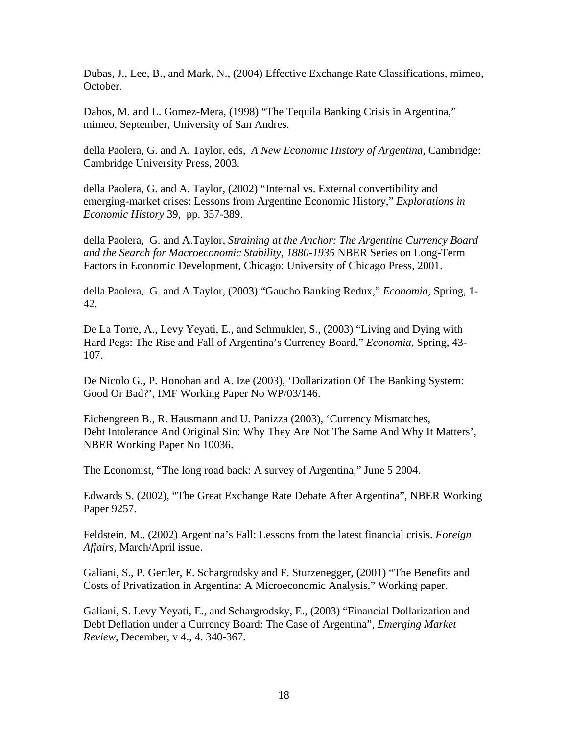Dubas, J., Lee, B., and Mark, N., (2004) Effective Exchange Rate Classifications, mimeo, October.

Dabos, M. and L. Gomez-Mera, (1998) "The Tequila Banking Crisis in Argentina," mimeo, September, University of San Andres.

della Paolera, G. and A. Taylor, eds, *A New Economic History of Argentina*, Cambridge: Cambridge University Press, 2003.

della Paolera, G. and A. Taylor, (2002) "Internal vs. External convertibility and emerging-market crises: Lessons from Argentine Economic History," *Explorations in Economic History* 39, pp. 357-389.

della Paolera, G. and A.Taylor, *Straining at the Anchor: The Argentine Currency Board and the Search for Macroeconomic Stability, 1880-1935* NBER Series on Long-Term Factors in Economic Development, Chicago: University of Chicago Press, 2001.

della Paolera, G. and A.Taylor, (2003) "Gaucho Banking Redux," *Economia*, Spring, 1-42.

De La Torre, A., Levy Yeyati, E., and Schmukler, S., (2003) "Living and Dying with Hard Pegs: The Rise and Fall of Argentina's Currency Board," *Economia*, Spring, 43-107.

De Nicolo G., P. Honohan and A. Ize (2003), 'Dollarization Of The Banking System: Good Or Bad?', IMF Working Paper No WP/03/146.

Eichengreen B., R. Hausmann and U. Panizza (2003), 'Currency Mismatches, Debt Intolerance And Original Sin: Why They Are Not The Same And Why It Matters', NBER Working Paper No 10036.

The Economist, "The long road back: A survey of Argentina," June 5 2004.

Edwards S. (2002), "The Great Exchange Rate Debate After Argentina", NBER Working Paper 9257.

Feldstein, M., (2002) Argentina's Fall: Lessons from the latest financial crisis. *Foreign Affairs*, March/April issue.

Galiani, S., P. Gertler, E. Schargrodsky and F. Sturzenegger, (2001) "The Benefits and Costs of Privatization in Argentina: A Microeconomic Analysis," Working paper.

Galiani, S. Levy Yeyati, E., and Schargrodsky, E., (2003) "Financial Dollarization and Debt Deflation under a Currency Board: The Case of Argentina", *Emerging Market Review*, December, v 4., 4. 340-367.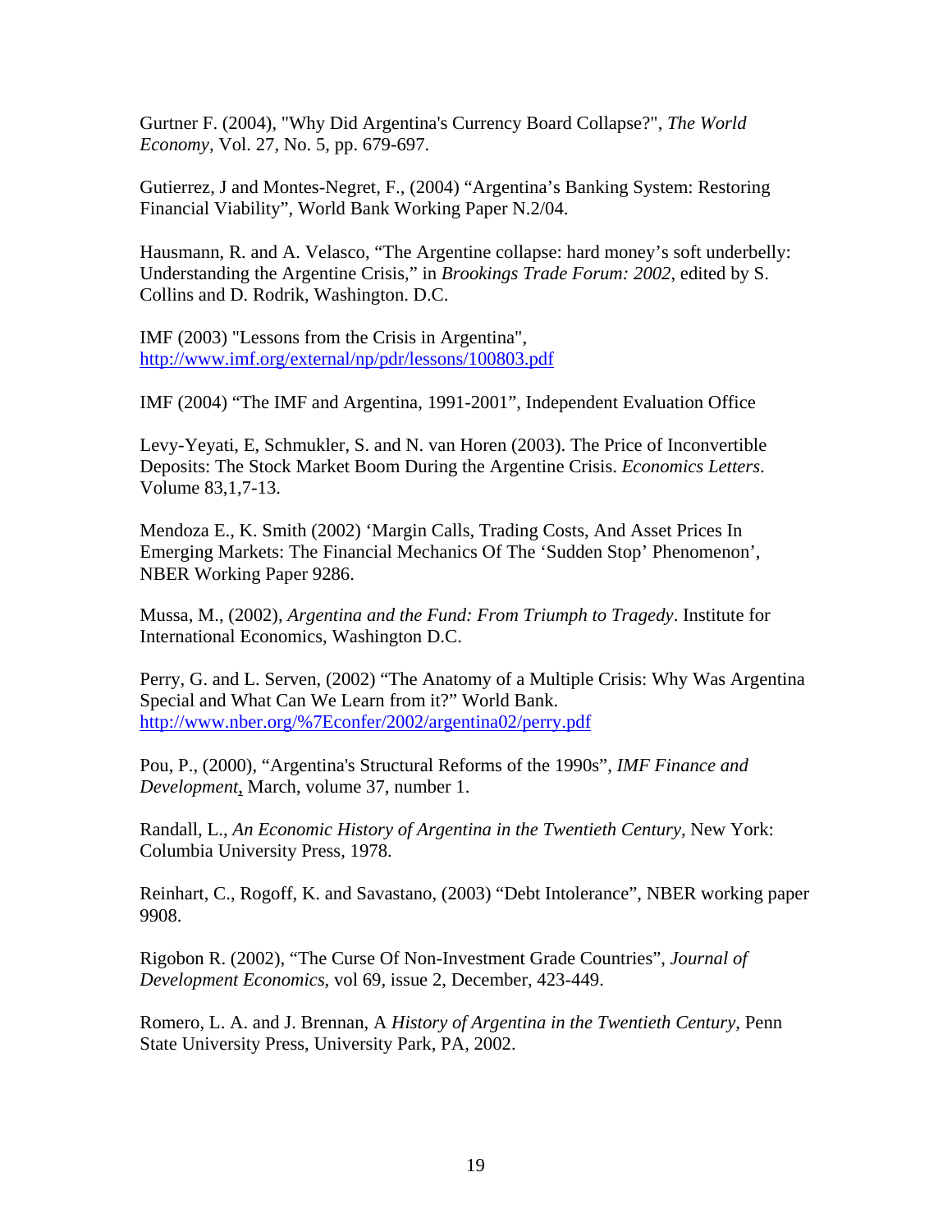Gurtner F. (2004), "Why Did Argentina's Currency Board Collapse?", *The World Economy*, Vol. 27, No. 5, pp. 679-697.

Gutierrez, J and Montes-Negret, F., (2004) "Argentina's Banking System: Restoring Financial Viability", World Bank Working Paper N.2/04.

Hausmann, R. and A. Velasco, "The Argentine collapse: hard money's soft underbelly: Understanding the Argentine Crisis," in *Brookings Trade Forum: 2002*, edited by S. Collins and D. Rodrik, Washington. D.C.

IMF (2003) "Lessons from the Crisis in Argentina", http://www.imf.org/external/np/pdr/lessons/100803.pdf

IMF (2004) "The IMF and Argentina, 1991-2001", Independent Evaluation Office

Levy-Yeyati, E, Schmukler, S. and N. van Horen (2003). The Price of Inconvertible Deposits: The Stock Market Boom During the Argentine Crisis. *Economics Letters*. Volume 83,1,7-13.

Mendoza E., K. Smith (2002) 'Margin Calls, Trading Costs, And Asset Prices In Emerging Markets: The Financial Mechanics Of The 'Sudden Stop' Phenomenon', NBER Working Paper 9286.

Mussa, M., (2002), *Argentina and the Fund: From Triumph to Tragedy*. Institute for International Economics, Washington D.C.

Perry, G. and L. Serven, (2002) "The Anatomy of a Multiple Crisis: Why Was Argentina Special and What Can We Learn from it?" World Bank. http://www.nber.org/%7Econfer/2002/argentina02/perry.pdf

Pou, P., (2000), "Argentina's Structural Reforms of the 1990s", *IMF Finance and Development*, March, volume 37, number 1.

Randall, L., *An Economic History of Argentina in the Twentieth Century*, New York: Columbia University Press, 1978.

Reinhart, C., Rogoff, K. and Savastano, (2003) "Debt Intolerance", NBER working paper 9908.

Rigobon R. (2002), "The Curse Of Non-Investment Grade Countries", *Journal of Development Economics*, vol 69, issue 2, December, 423-449.

Romero, L. A. and J. Brennan, A *History of Argentina in the Twentieth Century*, Penn State University Press, University Park, PA, 2002.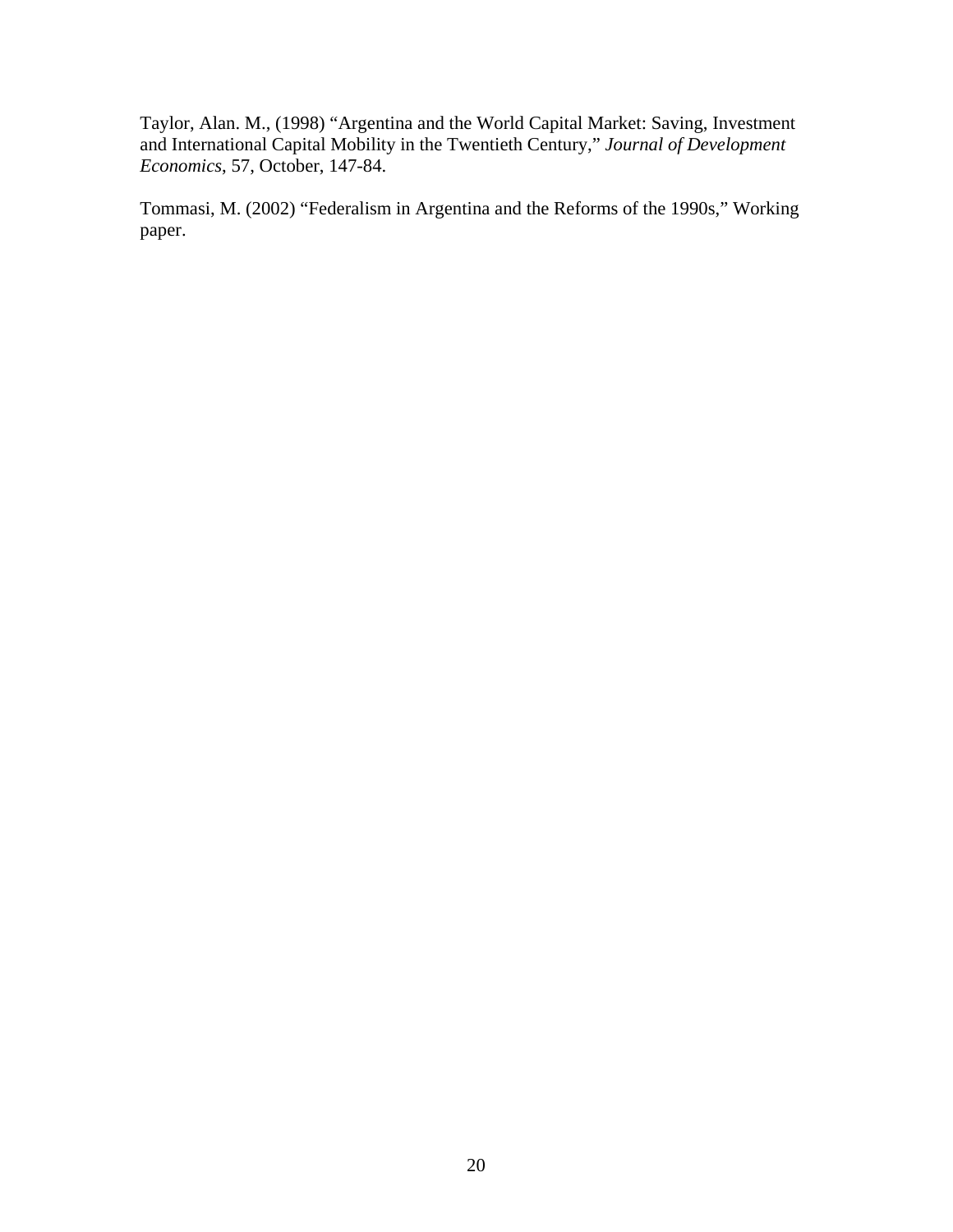Taylor, Alan. M., (1998) "Argentina and the World Capital Market: Saving, Investment and International Capital Mobility in the Twentieth Century," *Journal of Development Economics*, 57, October, 147-84.

Tommasi, M. (2002) "Federalism in Argentina and the Reforms of the 1990s," Working paper.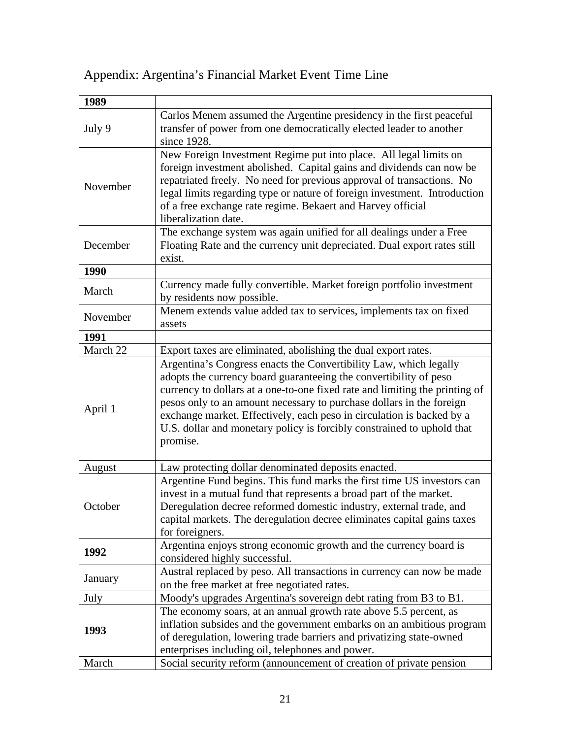# Appendix: Argentina's Financial Market Event Time Line

| **1989** | |
|---|---|
| July 9 | Carlos Menem assumed the Argentine presidency in the first peaceful transfer of power from one democratically elected leader to another since 1928. |
| November | New Foreign Investment Regime put into place. All legal limits on foreign investment abolished. Capital gains and dividends can now be repatriated freely. No need for previous approval of transactions. No legal limits regarding type or nature of foreign investment. Introduction of a free exchange rate regime. Bekaert and Harvey official liberalization date. |
| December | The exchange system was again unified for all dealings under a Free Floating Rate and the currency unit depreciated. Dual export rates still exist. |
| **1990** | |
| March | Currency made fully convertible. Market foreign portfolio investment by residents now possible. |
| November | Menem extends value added tax to services, implements tax on fixed assets |
| **1991** | |
| March 22 | Export taxes are eliminated, abolishing the dual export rates. |
| April 1 | Argentina's Congress enacts the Convertibility Law, which legally adopts the currency board guaranteeing the convertibility of peso currency to dollars at a one-to-one fixed rate and limiting the printing of pesos only to an amount necessary to purchase dollars in the foreign exchange market. Effectively, each peso in circulation is backed by a U.S. dollar and monetary policy is forcibly constrained to uphold that promise. |
| August | Law protecting dollar denominated deposits enacted. |
| October | Argentine Fund begins. This fund marks the first time US investors can invest in a mutual fund that represents a broad part of the market. Deregulation decree reformed domestic industry, external trade, and capital markets. The deregulation decree eliminates capital gains taxes for foreigners. |
| **1992** | Argentina enjoys strong economic growth and the currency board is considered highly successful. |
| January | Austral replaced by peso. All transactions in currency can now be made on the free market at free negotiated rates. |
| July | Moody's upgrades Argentina's sovereign debt rating from B3 to B1. |
| **1993** | The economy soars, at an annual growth rate above 5.5 percent, as inflation subsides and the government embarks on an ambitious program of deregulation, lowering trade barriers and privatizing state-owned enterprises including oil, telephones and power. |
| March | Social security reform (announcement of creation of private pension |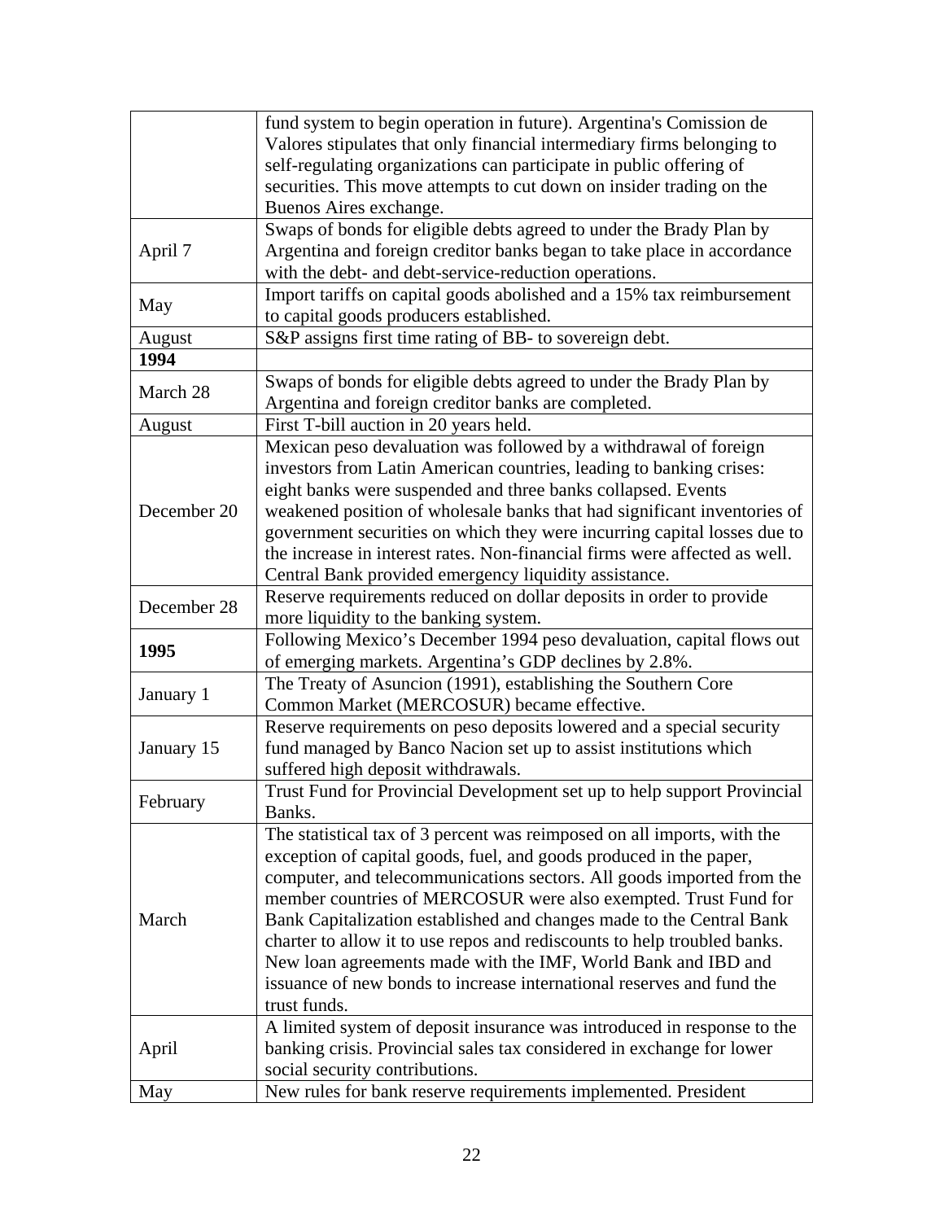| | |
|---|---|
| | fund system to begin operation in future). Argentina's Comission de Valores stipulates that only financial intermediary firms belonging to self-regulating organizations can participate in public offering of securities. This move attempts to cut down on insider trading on the Buenos Aires exchange. |
| April 7 | Swaps of bonds for eligible debts agreed to under the Brady Plan by Argentina and foreign creditor banks began to take place in accordance with the debt- and debt-service-reduction operations. |
| May | Import tariffs on capital goods abolished and a 15% tax reimbursement to capital goods producers established. |
| August | S&P assigns first time rating of BB- to sovereign debt. |
| **1994** | |
| March 28 | Swaps of bonds for eligible debts agreed to under the Brady Plan by Argentina and foreign creditor banks are completed. |
| August | First T-bill auction in 20 years held. |
| December 20 | Mexican peso devaluation was followed by a withdrawal of foreign investors from Latin American countries, leading to banking crises: eight banks were suspended and three banks collapsed. Events weakened position of wholesale banks that had significant inventories of government securities on which they were incurring capital losses due to the increase in interest rates. Non-financial firms were affected as well. Central Bank provided emergency liquidity assistance. |
| December 28 | Reserve requirements reduced on dollar deposits in order to provide more liquidity to the banking system. |
| **1995** | Following Mexico's December 1994 peso devaluation, capital flows out of emerging markets. Argentina's GDP declines by 2.8%. |
| January 1 | The Treaty of Asuncion (1991), establishing the Southern Core Common Market (MERCOSUR) became effective. |
| January 15 | Reserve requirements on peso deposits lowered and a special security fund managed by Banco Nacion set up to assist institutions which suffered high deposit withdrawals. |
| February | Trust Fund for Provincial Development set up to help support Provincial Banks. |
| March | The statistical tax of 3 percent was reimposed on all imports, with the exception of capital goods, fuel, and goods produced in the paper, computer, and telecommunications sectors. All goods imported from the member countries of MERCOSUR were also exempted. Trust Fund for Bank Capitalization established and changes made to the Central Bank charter to allow it to use repos and rediscounts to help troubled banks. New loan agreements made with the IMF, World Bank and IBD and issuance of new bonds to increase international reserves and fund the trust funds. |
| April | A limited system of deposit insurance was introduced in response to the banking crisis. Provincial sales tax considered in exchange for lower social security contributions. |
| May | New rules for bank reserve requirements implemented. President |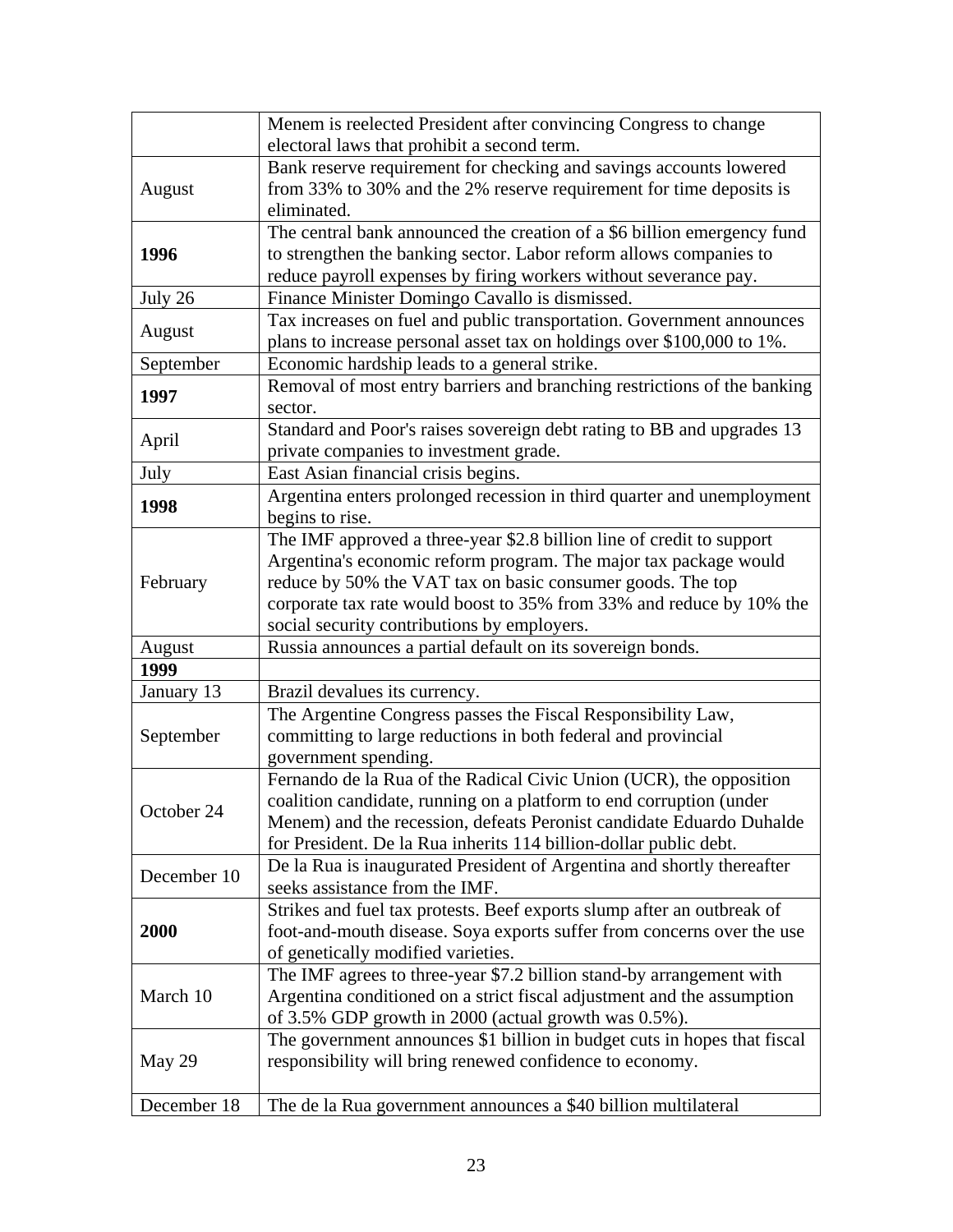| | |
|---|---|
| | Menem is reelected President after convincing Congress to change electoral laws that prohibit a second term. |
| August | Bank reserve requirement for checking and savings accounts lowered from 33% to 30% and the 2% reserve requirement for time deposits is eliminated. |
| **1996** | The central bank announced the creation of a $6 billion emergency fund to strengthen the banking sector. Labor reform allows companies to reduce payroll expenses by firing workers without severance pay. |
| July 26 | Finance Minister Domingo Cavallo is dismissed. |
| August | Tax increases on fuel and public transportation. Government announces plans to increase personal asset tax on holdings over $100,000 to 1%. |
| September | Economic hardship leads to a general strike. |
| **1997** | Removal of most entry barriers and branching restrictions of the banking sector. |
| April | Standard and Poor's raises sovereign debt rating to BB and upgrades 13 private companies to investment grade. |
| July | East Asian financial crisis begins. |
| **1998** | Argentina enters prolonged recession in third quarter and unemployment begins to rise. |
| February | The IMF approved a three-year $2.8 billion line of credit to support Argentina's economic reform program. The major tax package would reduce by 50% the VAT tax on basic consumer goods. The top corporate tax rate would boost to 35% from 33% and reduce by 10% the social security contributions by employers. |
| August | Russia announces a partial default on its sovereign bonds. |
| **1999** | |
| January 13 | Brazil devalues its currency. |
| September | The Argentine Congress passes the Fiscal Responsibility Law, committing to large reductions in both federal and provincial government spending. |
| October 24 | Fernando de la Rua of the Radical Civic Union (UCR), the opposition coalition candidate, running on a platform to end corruption (under Menem) and the recession, defeats Peronist candidate Eduardo Duhalde for President. De la Rua inherits 114 billion-dollar public debt. |
| December 10 | De la Rua is inaugurated President of Argentina and shortly thereafter seeks assistance from the IMF. |
| **2000** | Strikes and fuel tax protests. Beef exports slump after an outbreak of foot-and-mouth disease. Soya exports suffer from concerns over the use of genetically modified varieties. |
| March 10 | The IMF agrees to three-year $7.2 billion stand-by arrangement with Argentina conditioned on a strict fiscal adjustment and the assumption of 3.5% GDP growth in 2000 (actual growth was 0.5%). |
| May 29 | The government announces $1 billion in budget cuts in hopes that fiscal responsibility will bring renewed confidence to economy. |
| December 18 | The de la Rua government announces a $40 billion multilateral |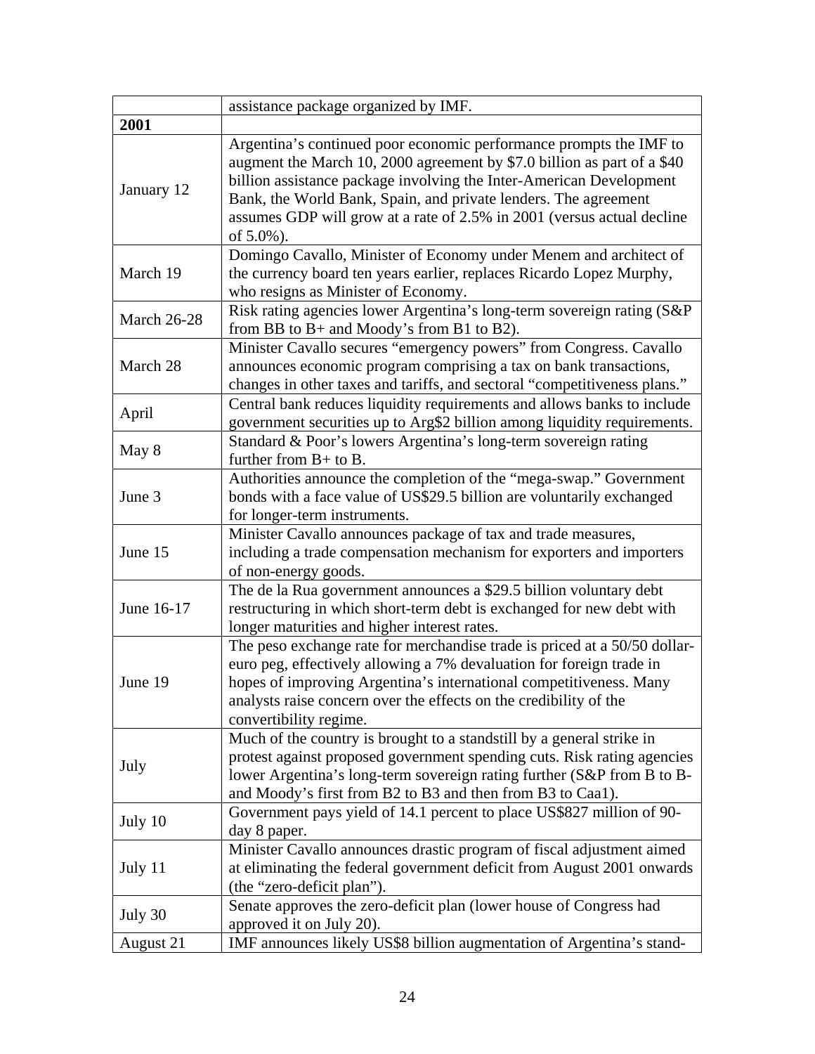| | |
|---|---|
| | assistance package organized by IMF. |
| **2001** | |
| January 12 | Argentina's continued poor economic performance prompts the IMF to augment the March 10, 2000 agreement by $7.0 billion as part of a $40 billion assistance package involving the Inter-American Development Bank, the World Bank, Spain, and private lenders. The agreement assumes GDP will grow at a rate of 2.5% in 2001 (versus actual decline of 5.0%). |
| March 19 | Domingo Cavallo, Minister of Economy under Menem and architect of the currency board ten years earlier, replaces Ricardo Lopez Murphy, who resigns as Minister of Economy. |
| March 26-28 | Risk rating agencies lower Argentina's long-term sovereign rating (S&P from BB to B+ and Moody's from B1 to B2). |
| March 28 | Minister Cavallo secures "emergency powers" from Congress. Cavallo announces economic program comprising a tax on bank transactions, changes in other taxes and tariffs, and sectoral "competitiveness plans." |
| April | Central bank reduces liquidity requirements and allows banks to include government securities up to Arg$2 billion among liquidity requirements. |
| May 8 | Standard & Poor's lowers Argentina's long-term sovereign rating further from B+ to B. |
| June 3 | Authorities announce the completion of the "mega-swap." Government bonds with a face value of US$29.5 billion are voluntarily exchanged for longer-term instruments. |
| June 15 | Minister Cavallo announces package of tax and trade measures, including a trade compensation mechanism for exporters and importers of non-energy goods. |
| June 16-17 | The de la Rua government announces a $29.5 billion voluntary debt restructuring in which short-term debt is exchanged for new debt with longer maturities and higher interest rates. |
| June 19 | The peso exchange rate for merchandise trade is priced at a 50/50 dollar-euro peg, effectively allowing a 7% devaluation for foreign trade in hopes of improving Argentina's international competitiveness. Many analysts raise concern over the effects on the credibility of the convertibility regime. |
| July | Much of the country is brought to a standstill by a general strike in protest against proposed government spending cuts. Risk rating agencies lower Argentina's long-term sovereign rating further (S&P from B to B- and Moody's first from B2 to B3 and then from B3 to Caa1). |
| July 10 | Government pays yield of 14.1 percent to place US$827 million of 90-day 8 paper. |
| July 11 | Minister Cavallo announces drastic program of fiscal adjustment aimed at eliminating the federal government deficit from August 2001 onwards (the "zero-deficit plan"). |
| July 30 | Senate approves the zero-deficit plan (lower house of Congress had approved it on July 20). |
| August 21 | IMF announces likely US$8 billion augmentation of Argentina's stand- |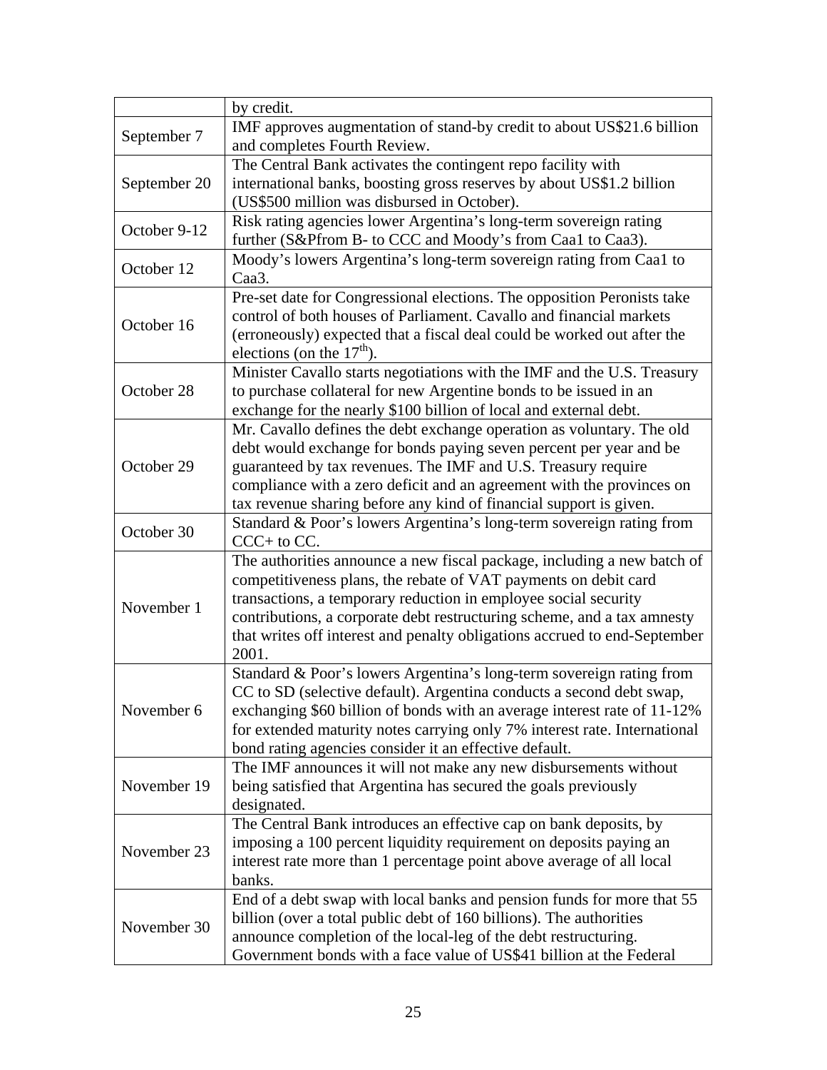|  |  |
|---|---|
|  | by credit. |
| September 7 | IMF approves augmentation of stand-by credit to about US$21.6 billion and completes Fourth Review. |
| September 20 | The Central Bank activates the contingent repo facility with international banks, boosting gross reserves by about US$1.2 billion (US$500 million was disbursed in October). |
| October 9-12 | Risk rating agencies lower Argentina's long-term sovereign rating further (S&Pfrom B- to CCC and Moody's from Caa1 to Caa3). |
| October 12 | Moody's lowers Argentina's long-term sovereign rating from Caa1 to Caa3. |
| October 16 | Pre-set date for Congressional elections. The opposition Peronists take control of both houses of Parliament. Cavallo and financial markets (erroneously) expected that a fiscal deal could be worked out after the elections (on the 17th). |
| October 28 | Minister Cavallo starts negotiations with the IMF and the U.S. Treasury to purchase collateral for new Argentine bonds to be issued in an exchange for the nearly $100 billion of local and external debt. |
| October 29 | Mr. Cavallo defines the debt exchange operation as voluntary. The old debt would exchange for bonds paying seven percent per year and be guaranteed by tax revenues. The IMF and U.S. Treasury require compliance with a zero deficit and an agreement with the provinces on tax revenue sharing before any kind of financial support is given. |
| October 30 | Standard & Poor's lowers Argentina's long-term sovereign rating from CCC+ to CC. |
| November 1 | The authorities announce a new fiscal package, including a new batch of competitiveness plans, the rebate of VAT payments on debit card transactions, a temporary reduction in employee social security contributions, a corporate debt restructuring scheme, and a tax amnesty that writes off interest and penalty obligations accrued to end-September 2001. |
| November 6 | Standard & Poor's lowers Argentina's long-term sovereign rating from CC to SD (selective default). Argentina conducts a second debt swap, exchanging $60 billion of bonds with an average interest rate of 11-12% for extended maturity notes carrying only 7% interest rate. International bond rating agencies consider it an effective default. |
| November 19 | The IMF announces it will not make any new disbursements without being satisfied that Argentina has secured the goals previously designated. |
| November 23 | The Central Bank introduces an effective cap on bank deposits, by imposing a 100 percent liquidity requirement on deposits paying an interest rate more than 1 percentage point above average of all local banks. |
| November 30 | End of a debt swap with local banks and pension funds for more that 55 billion (over a total public debt of 160 billions). The authorities announce completion of the local-leg of the debt restructuring. Government bonds with a face value of US$41 billion at the Federal |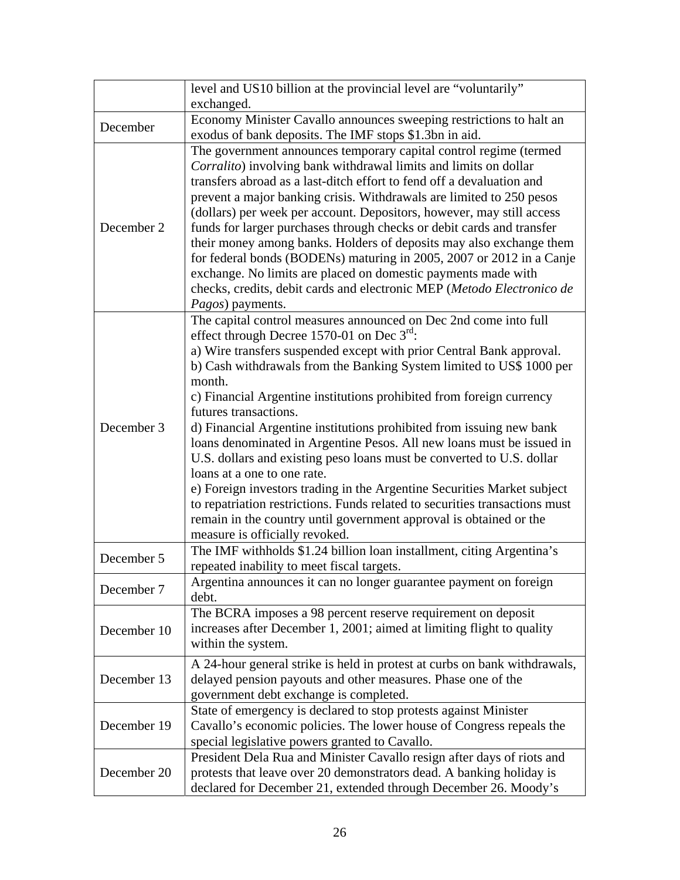| | |
|---|---|
| | level and US10 billion at the provincial level are "voluntarily" exchanged. |
| December | Economy Minister Cavallo announces sweeping restrictions to halt an exodus of bank deposits. The IMF stops $1.3bn in aid. |
| December 2 | The government announces temporary capital control regime (termed *Corralito*) involving bank withdrawal limits and limits on dollar transfers abroad as a last-ditch effort to fend off a devaluation and prevent a major banking crisis. Withdrawals are limited to 250 pesos (dollars) per week per account. Depositors, however, may still access funds for larger purchases through checks or debit cards and transfer their money among banks. Holders of deposits may also exchange them for federal bonds (BODENs) maturing in 2005, 2007 or 2012 in a Canje exchange. No limits are placed on domestic payments made with checks, credits, debit cards and electronic MEP (*Metodo Electronico de Pagos*) payments. |
| December 3 | The capital control measures announced on Dec 2nd come into full effect through Decree 1570-01 on Dec 3rd:<br>a) Wire transfers suspended except with prior Central Bank approval.<br>b) Cash withdrawals from the Banking System limited to US$ 1000 per month.<br>c) Financial Argentine institutions prohibited from foreign currency futures transactions.<br>d) Financial Argentine institutions prohibited from issuing new bank loans denominated in Argentine Pesos. All new loans must be issued in U.S. dollars and existing peso loans must be converted to U.S. dollar loans at a one to one rate.<br>e) Foreign investors trading in the Argentine Securities Market subject to repatriation restrictions. Funds related to securities transactions must remain in the country until government approval is obtained or the measure is officially revoked. |
| December 5 | The IMF withholds $1.24 billion loan installment, citing Argentina's repeated inability to meet fiscal targets. |
| December 7 | Argentina announces it can no longer guarantee payment on foreign debt. |
| December 10 | The BCRA imposes a 98 percent reserve requirement on deposit increases after December 1, 2001; aimed at limiting flight to quality within the system. |
| December 13 | A 24-hour general strike is held in protest at curbs on bank withdrawals, delayed pension payouts and other measures. Phase one of the government debt exchange is completed. |
| December 19 | State of emergency is declared to stop protests against Minister Cavallo's economic policies. The lower house of Congress repeals the special legislative powers granted to Cavallo. |
| December 20 | President Dela Rua and Minister Cavallo resign after days of riots and protests that leave over 20 demonstrators dead. A banking holiday is declared for December 21, extended through December 26. Moody's |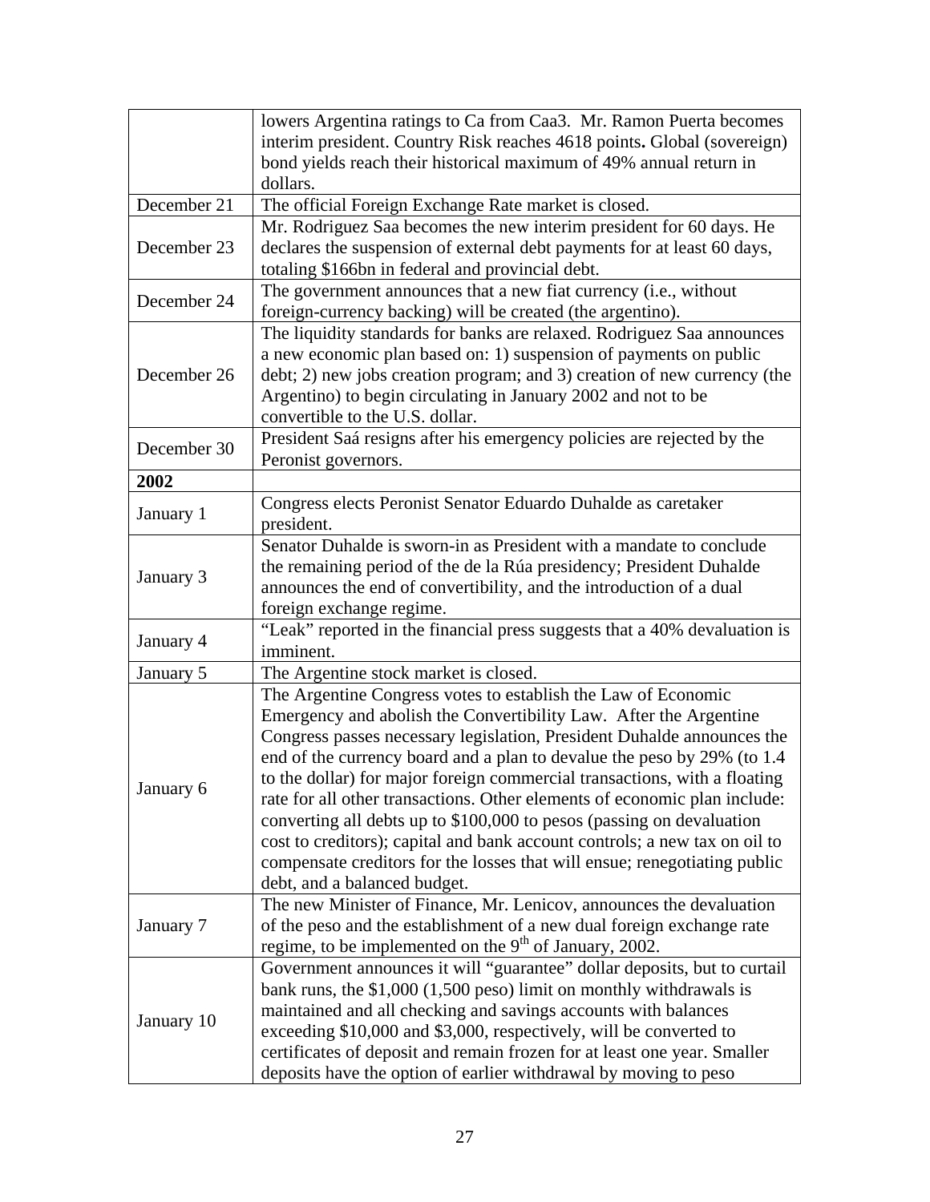| | |
|---|---|
| | lowers Argentina ratings to Ca from Caa3. Mr. Ramon Puerta becomes interim president. Country Risk reaches 4618 points**.** Global (sovereign) bond yields reach their historical maximum of 49% annual return in dollars. |
| December 21 | The official Foreign Exchange Rate market is closed. |
| December 23 | Mr. Rodriguez Saa becomes the new interim president for 60 days. He declares the suspension of external debt payments for at least 60 days, totaling $166bn in federal and provincial debt. |
| December 24 | The government announces that a new fiat currency (i.e., without foreign-currency backing) will be created (the argentino). |
| December 26 | The liquidity standards for banks are relaxed. Rodriguez Saa announces a new economic plan based on: 1) suspension of payments on public debt; 2) new jobs creation program; and 3) creation of new currency (the Argentino) to begin circulating in January 2002 and not to be convertible to the U.S. dollar. |
| December 30 | President Saá resigns after his emergency policies are rejected by the Peronist governors. |
| **2002** | |
| January 1 | Congress elects Peronist Senator Eduardo Duhalde as caretaker president. |
| January 3 | Senator Duhalde is sworn-in as President with a mandate to conclude the remaining period of the de la Rúa presidency; President Duhalde announces the end of convertibility, and the introduction of a dual foreign exchange regime. |
| January 4 | "Leak" reported in the financial press suggests that a 40% devaluation is imminent. |
| January 5 | The Argentine stock market is closed. |
| January 6 | The Argentine Congress votes to establish the Law of Economic Emergency and abolish the Convertibility Law. After the Argentine Congress passes necessary legislation, President Duhalde announces the end of the currency board and a plan to devalue the peso by 29% (to 1.4 to the dollar) for major foreign commercial transactions, with a floating rate for all other transactions. Other elements of economic plan include: converting all debts up to $100,000 to pesos (passing on devaluation cost to creditors); capital and bank account controls; a new tax on oil to compensate creditors for the losses that will ensue; renegotiating public debt, and a balanced budget. |
| January 7 | The new Minister of Finance, Mr. Lenicov, announces the devaluation of the peso and the establishment of a new dual foreign exchange rate regime, to be implemented on the 9th of January, 2002. |
| January 10 | Government announces it will "guarantee" dollar deposits, but to curtail bank runs, the $1,000 (1,500 peso) limit on monthly withdrawals is maintained and all checking and savings accounts with balances exceeding $10,000 and $3,000, respectively, will be converted to certificates of deposit and remain frozen for at least one year. Smaller deposits have the option of earlier withdrawal by moving to peso |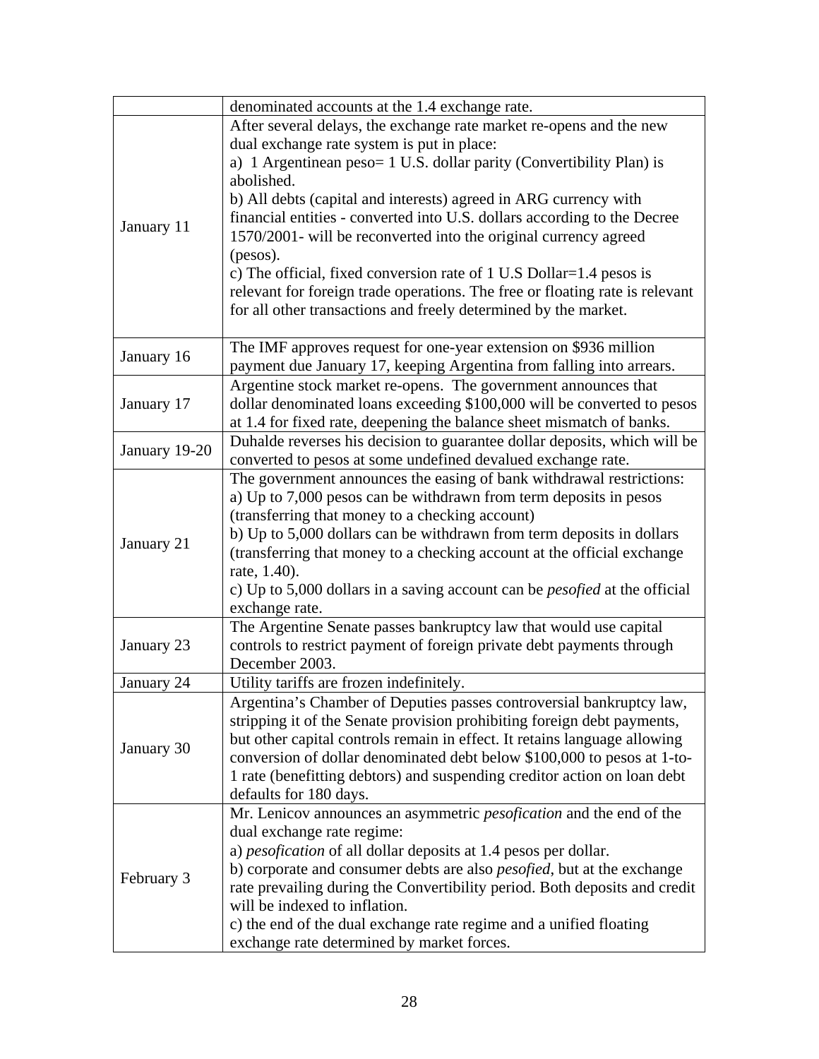| | |
|---|---|
| | denominated accounts at the 1.4 exchange rate. |
| January 11 | After several delays, the exchange rate market re-opens and the new dual exchange rate system is put in place:<br>a) 1 Argentinean peso= 1 U.S. dollar parity (Convertibility Plan) is abolished.<br>b) All debts (capital and interests) agreed in ARG currency with financial entities - converted into U.S. dollars according to the Decree 1570/2001- will be reconverted into the original currency agreed (pesos).<br>c) The official, fixed conversion rate of 1 U.S Dollar=1.4 pesos is relevant for foreign trade operations. The free or floating rate is relevant for all other transactions and freely determined by the market. |
| January 16 | The IMF approves request for one-year extension on $936 million payment due January 17, keeping Argentina from falling into arrears. |
| January 17 | Argentine stock market re-opens. The government announces that dollar denominated loans exceeding $100,000 will be converted to pesos at 1.4 for fixed rate, deepening the balance sheet mismatch of banks. |
| January 19-20 | Duhalde reverses his decision to guarantee dollar deposits, which will be converted to pesos at some undefined devalued exchange rate. |
| January 21 | The government announces the easing of bank withdrawal restrictions:<br>a) Up to 7,000 pesos can be withdrawn from term deposits in pesos (transferring that money to a checking account)<br>b) Up to 5,000 dollars can be withdrawn from term deposits in dollars (transferring that money to a checking account at the official exchange rate, 1.40).<br>c) Up to 5,000 dollars in a saving account can be *pesofied* at the official exchange rate. |
| January 23 | The Argentine Senate passes bankruptcy law that would use capital controls to restrict payment of foreign private debt payments through December 2003. |
| January 24 | Utility tariffs are frozen indefinitely. |
| January 30 | Argentina's Chamber of Deputies passes controversial bankruptcy law, stripping it of the Senate provision prohibiting foreign debt payments, but other capital controls remain in effect. It retains language allowing conversion of dollar denominated debt below $100,000 to pesos at 1-to-1 rate (benefitting debtors) and suspending creditor action on loan debt defaults for 180 days. |
| February 3 | Mr. Lenicov announces an asymmetric *pesofication* and the end of the dual exchange rate regime:<br>a) *pesofication* of all dollar deposits at 1.4 pesos per dollar.<br>b) corporate and consumer debts are also *pesofied*, but at the exchange rate prevailing during the Convertibility period. Both deposits and credit will be indexed to inflation.<br>c) the end of the dual exchange rate regime and a unified floating exchange rate determined by market forces. |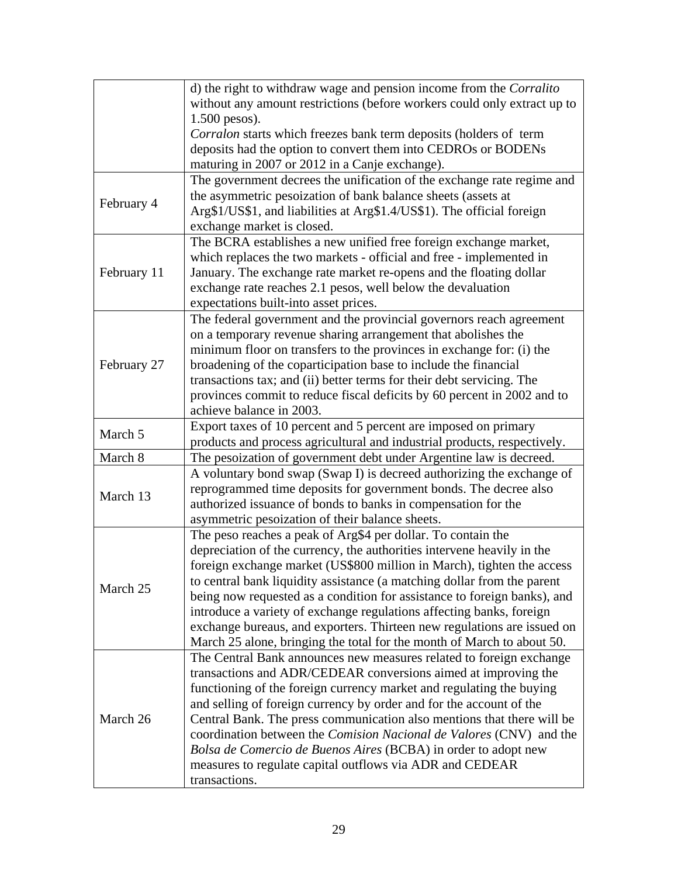| | |
|---|---|
| | d) the right to withdraw wage and pension income from the *Corralito* without any amount restrictions (before workers could only extract up to 1.500 pesos).<br>*Corralon* starts which freezes bank term deposits (holders of term deposits had the option to convert them into CEDROs or BODENs maturing in 2007 or 2012 in a Canje exchange). |
| February 4 | The government decrees the unification of the exchange rate regime and the asymmetric pesoization of bank balance sheets (assets at Arg$1/US$1, and liabilities at Arg$1.4/US$1). The official foreign exchange market is closed. |
| February 11 | The BCRA establishes a new unified free foreign exchange market, which replaces the two markets - official and free - implemented in January. The exchange rate market re-opens and the floating dollar exchange rate reaches 2.1 pesos, well below the devaluation expectations built-into asset prices. |
| February 27 | The federal government and the provincial governors reach agreement on a temporary revenue sharing arrangement that abolishes the minimum floor on transfers to the provinces in exchange for: (i) the broadening of the coparticipation base to include the financial transactions tax; and (ii) better terms for their debt servicing. The provinces commit to reduce fiscal deficits by 60 percent in 2002 and to achieve balance in 2003. |
| March 5 | Export taxes of 10 percent and 5 percent are imposed on primary products and process agricultural and industrial products, respectively. |
| March 8 | The pesoization of government debt under Argentine law is decreed. |
| March 13 | A voluntary bond swap (Swap I) is decreed authorizing the exchange of reprogrammed time deposits for government bonds. The decree also authorized issuance of bonds to banks in compensation for the asymmetric pesoization of their balance sheets. |
| March 25 | The peso reaches a peak of Arg$4 per dollar. To contain the depreciation of the currency, the authorities intervene heavily in the foreign exchange market (US$800 million in March), tighten the access to central bank liquidity assistance (a matching dollar from the parent being now requested as a condition for assistance to foreign banks), and introduce a variety of exchange regulations affecting banks, foreign exchange bureaus, and exporters. Thirteen new regulations are issued on March 25 alone, bringing the total for the month of March to about 50. |
| March 26 | The Central Bank announces new measures related to foreign exchange transactions and ADR/CEDEAR conversions aimed at improving the functioning of the foreign currency market and regulating the buying and selling of foreign currency by order and for the account of the Central Bank. The press communication also mentions that there will be coordination between the *Comision Nacional de Valores* (CNV) and the *Bolsa de Comercio de Buenos Aires* (BCBA) in order to adopt new measures to regulate capital outflows via ADR and CEDEAR transactions. |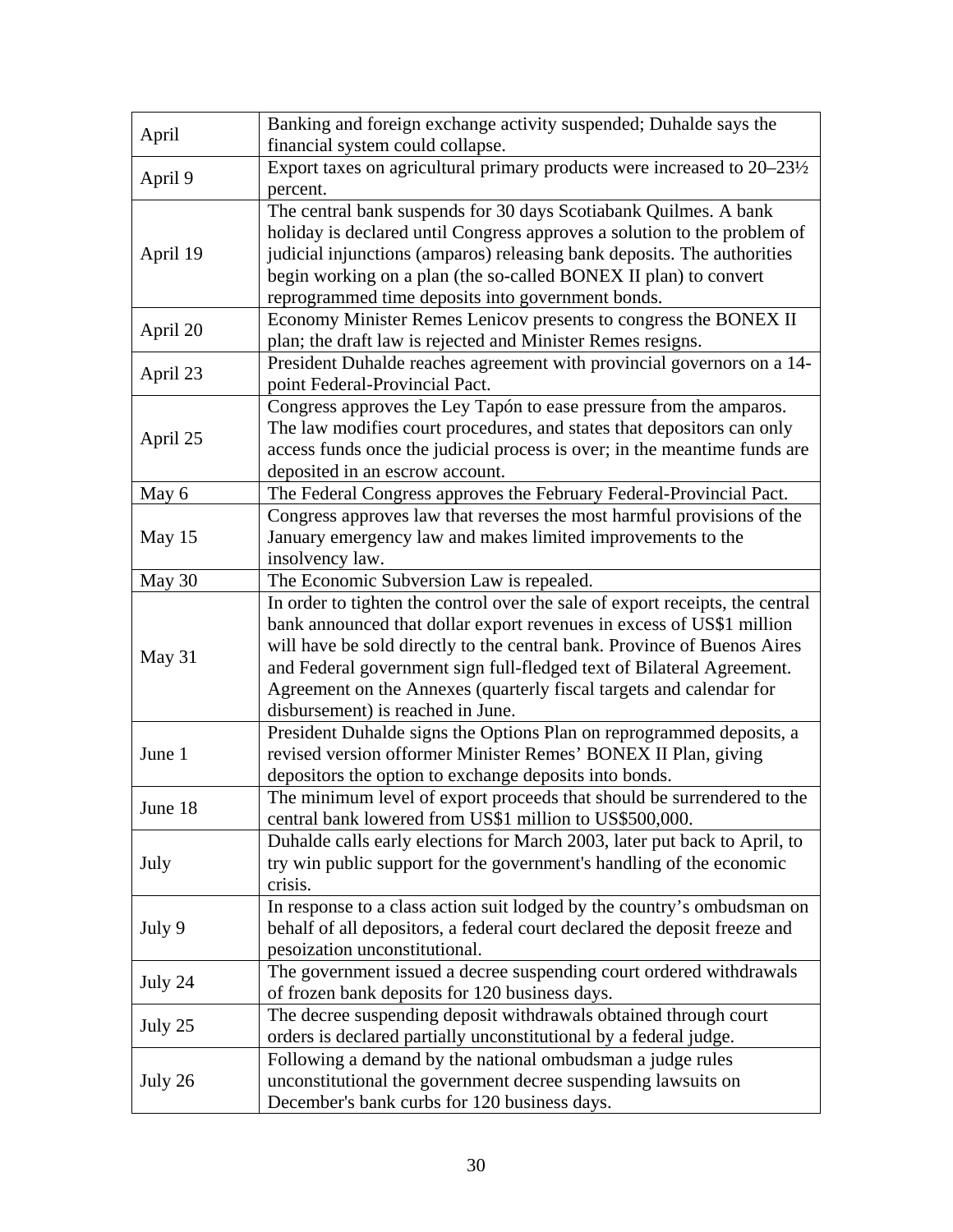| | |
|---|---|
| April | Banking and foreign exchange activity suspended; Duhalde says the financial system could collapse. |
| April 9 | Export taxes on agricultural primary products were increased to 20–23½ percent. |
| April 19 | The central bank suspends for 30 days Scotiabank Quilmes. A bank holiday is declared until Congress approves a solution to the problem of judicial injunctions (amparos) releasing bank deposits. The authorities begin working on a plan (the so-called BONEX II plan) to convert reprogrammed time deposits into government bonds. |
| April 20 | Economy Minister Remes Lenicov presents to congress the BONEX II plan; the draft law is rejected and Minister Remes resigns. |
| April 23 | President Duhalde reaches agreement with provincial governors on a 14-point Federal-Provincial Pact. |
| April 25 | Congress approves the Ley Tapón to ease pressure from the amparos. The law modifies court procedures, and states that depositors can only access funds once the judicial process is over; in the meantime funds are deposited in an escrow account. |
| May 6 | The Federal Congress approves the February Federal-Provincial Pact. |
| May 15 | Congress approves law that reverses the most harmful provisions of the January emergency law and makes limited improvements to the insolvency law. |
| May 30 | The Economic Subversion Law is repealed. |
| May 31 | In order to tighten the control over the sale of export receipts, the central bank announced that dollar export revenues in excess of US$1 million will have be sold directly to the central bank. Province of Buenos Aires and Federal government sign full-fledged text of Bilateral Agreement. Agreement on the Annexes (quarterly fiscal targets and calendar for disbursement) is reached in June. |
| June 1 | President Duhalde signs the Options Plan on reprogrammed deposits, a revised version offormer Minister Remes' BONEX II Plan, giving depositors the option to exchange deposits into bonds. |
| June 18 | The minimum level of export proceeds that should be surrendered to the central bank lowered from US$1 million to US$500,000. |
| July | Duhalde calls early elections for March 2003, later put back to April, to try win public support for the government's handling of the economic crisis. |
| July 9 | In response to a class action suit lodged by the country's ombudsman on behalf of all depositors, a federal court declared the deposit freeze and pesoization unconstitutional. |
| July 24 | The government issued a decree suspending court ordered withdrawals of frozen bank deposits for 120 business days. |
| July 25 | The decree suspending deposit withdrawals obtained through court orders is declared partially unconstitutional by a federal judge. |
| July 26 | Following a demand by the national ombudsman a judge rules unconstitutional the government decree suspending lawsuits on December's bank curbs for 120 business days. |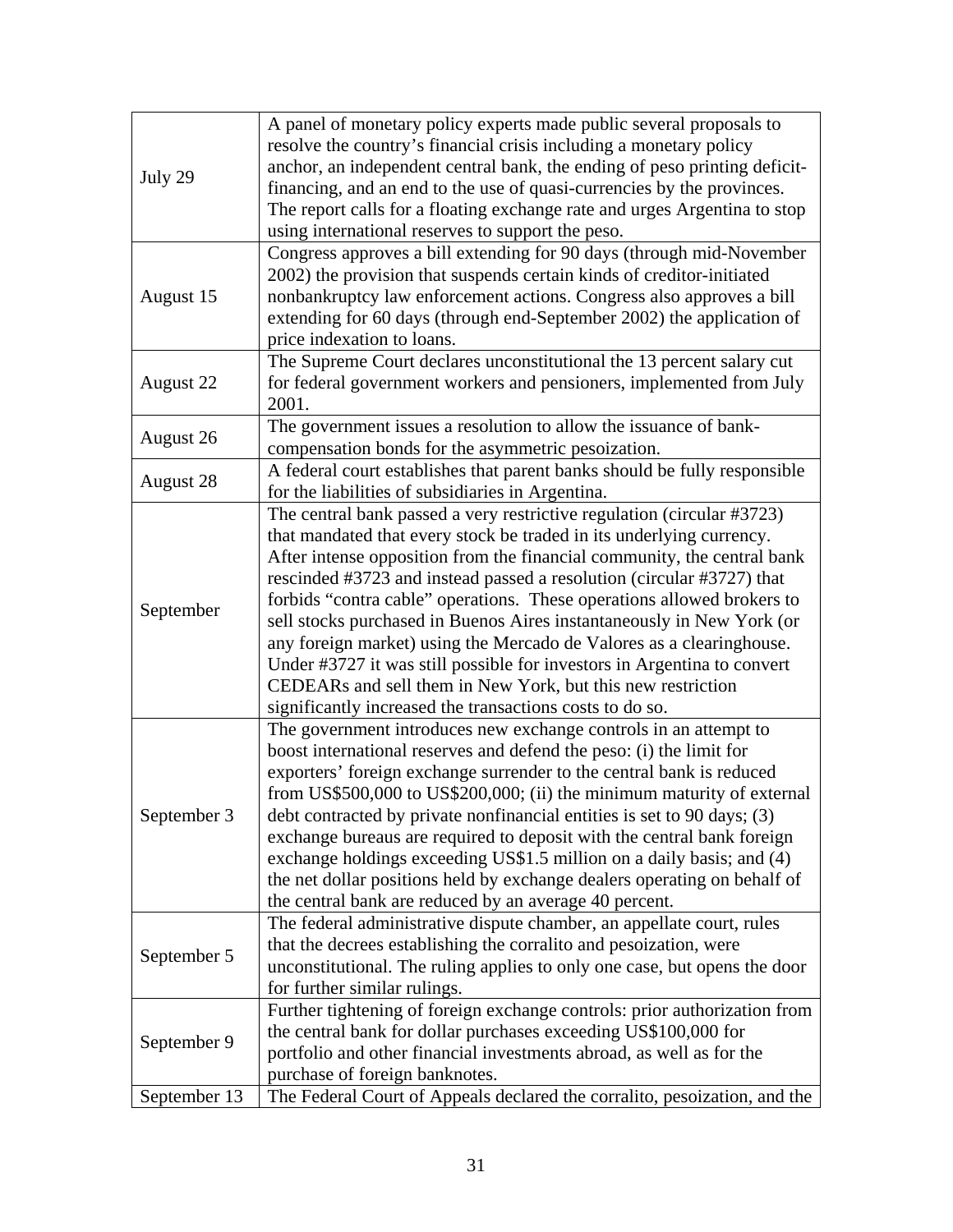| | |
|---|---|
| July 29 | A panel of monetary policy experts made public several proposals to resolve the country's financial crisis including a monetary policy anchor, an independent central bank, the ending of peso printing deficit-financing, and an end to the use of quasi-currencies by the provinces. The report calls for a floating exchange rate and urges Argentina to stop using international reserves to support the peso. |
| August 15 | Congress approves a bill extending for 90 days (through mid-November 2002) the provision that suspends certain kinds of creditor-initiated nonbankruptcy law enforcement actions. Congress also approves a bill extending for 60 days (through end-September 2002) the application of price indexation to loans. |
| August 22 | The Supreme Court declares unconstitutional the 13 percent salary cut for federal government workers and pensioners, implemented from July 2001. |
| August 26 | The government issues a resolution to allow the issuance of bank-compensation bonds for the asymmetric pesoization. |
| August 28 | A federal court establishes that parent banks should be fully responsible for the liabilities of subsidiaries in Argentina. |
| September | The central bank passed a very restrictive regulation (circular #3723) that mandated that every stock be traded in its underlying currency. After intense opposition from the financial community, the central bank rescinded #3723 and instead passed a resolution (circular #3727) that forbids "contra cable" operations. These operations allowed brokers to sell stocks purchased in Buenos Aires instantaneously in New York (or any foreign market) using the Mercado de Valores as a clearinghouse. Under #3727 it was still possible for investors in Argentina to convert CEDEARs and sell them in New York, but this new restriction significantly increased the transactions costs to do so. |
| September 3 | The government introduces new exchange controls in an attempt to boost international reserves and defend the peso: (i) the limit for exporters' foreign exchange surrender to the central bank is reduced from US$500,000 to US$200,000; (ii) the minimum maturity of external debt contracted by private nonfinancial entities is set to 90 days; (3) exchange bureaus are required to deposit with the central bank foreign exchange holdings exceeding US$1.5 million on a daily basis; and (4) the net dollar positions held by exchange dealers operating on behalf of the central bank are reduced by an average 40 percent. |
| September 5 | The federal administrative dispute chamber, an appellate court, rules that the decrees establishing the corralito and pesoization, were unconstitutional. The ruling applies to only one case, but opens the door for further similar rulings. |
| September 9 | Further tightening of foreign exchange controls: prior authorization from the central bank for dollar purchases exceeding US$100,000 for portfolio and other financial investments abroad, as well as for the purchase of foreign banknotes. |
| September 13 | The Federal Court of Appeals declared the corralito, pesoization, and the |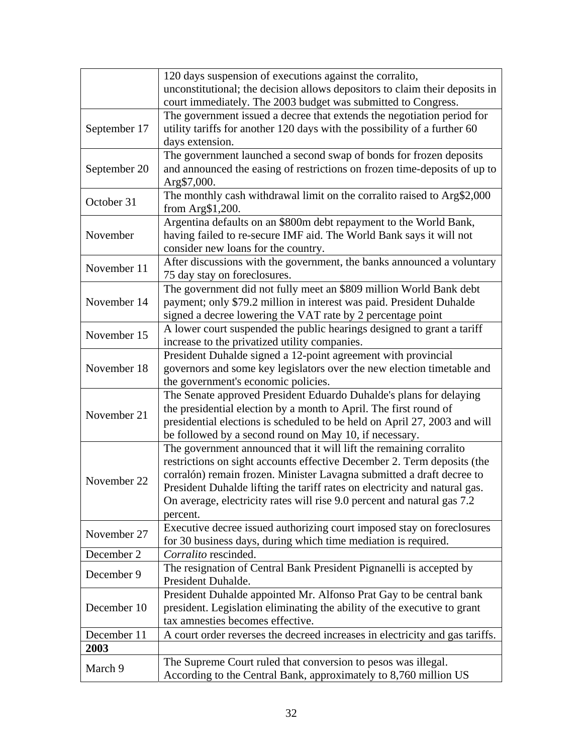| | |
|---|---|
| | 120 days suspension of executions against the corralito, unconstitutional; the decision allows depositors to claim their deposits in court immediately. The 2003 budget was submitted to Congress. |
| September 17 | The government issued a decree that extends the negotiation period for utility tariffs for another 120 days with the possibility of a further 60 days extension. |
| September 20 | The government launched a second swap of bonds for frozen deposits and announced the easing of restrictions on frozen time-deposits of up to Arg$7,000. |
| October 31 | The monthly cash withdrawal limit on the corralito raised to Arg$2,000 from Arg$1,200. |
| November | Argentina defaults on an $800m debt repayment to the World Bank, having failed to re-secure IMF aid. The World Bank says it will not consider new loans for the country. |
| November 11 | After discussions with the government, the banks announced a voluntary 75 day stay on foreclosures. |
| November 14 | The government did not fully meet an $809 million World Bank debt payment; only $79.2 million in interest was paid. President Duhalde signed a decree lowering the VAT rate by 2 percentage point |
| November 15 | A lower court suspended the public hearings designed to grant a tariff increase to the privatized utility companies. |
| November 18 | President Duhalde signed a 12-point agreement with provincial governors and some key legislators over the new election timetable and the government's economic policies. |
| November 21 | The Senate approved President Eduardo Duhalde's plans for delaying the presidential election by a month to April. The first round of presidential elections is scheduled to be held on April 27, 2003 and will be followed by a second round on May 10, if necessary. |
| November 22 | The government announced that it will lift the remaining corralito restrictions on sight accounts effective December 2. Term deposits (the corralón) remain frozen. Minister Lavagna submitted a draft decree to President Duhalde lifting the tariff rates on electricity and natural gas. On average, electricity rates will rise 9.0 percent and natural gas 7.2 percent. |
| November 27 | Executive decree issued authorizing court imposed stay on foreclosures for 30 business days, during which time mediation is required. |
| December 2 | *Corralito* rescinded. |
| December 9 | The resignation of Central Bank President Pignanelli is accepted by President Duhalde. |
| December 10 | President Duhalde appointed Mr. Alfonso Prat Gay to be central bank president. Legislation eliminating the ability of the executive to grant tax amnesties becomes effective. |
| December 11 | A court order reverses the decreed increases in electricity and gas tariffs. |
| **2003** | |
| March 9 | The Supreme Court ruled that conversion to pesos was illegal. According to the Central Bank, approximately to 8,760 million US |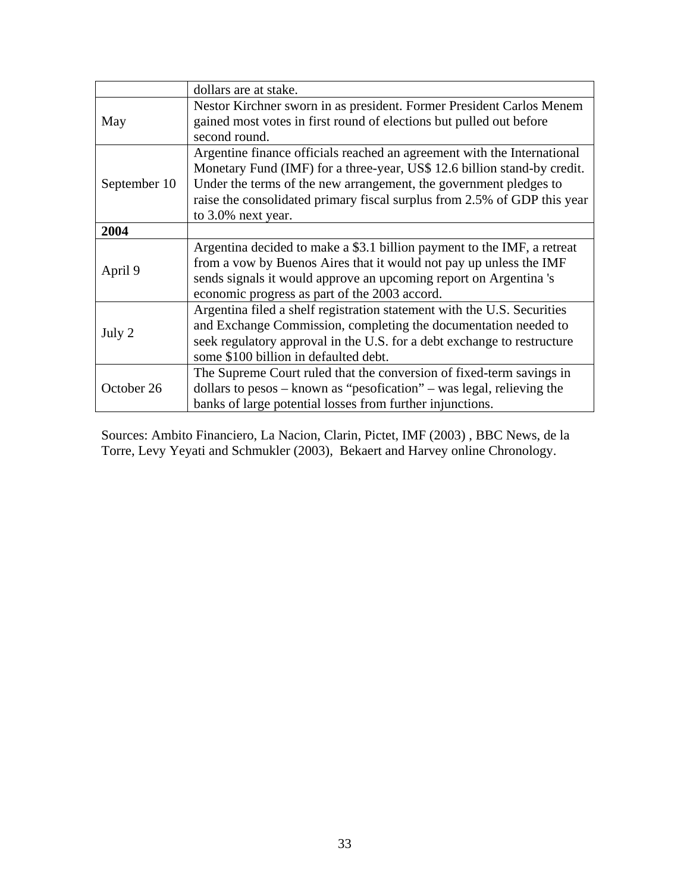| | |
|---|---|
| | dollars are at stake. |
| May | Nestor Kirchner sworn in as president. Former President Carlos Menem gained most votes in first round of elections but pulled out before second round. |
| September 10 | Argentine finance officials reached an agreement with the International Monetary Fund (IMF) for a three-year, US$ 12.6 billion stand-by credit. Under the terms of the new arrangement, the government pledges to raise the consolidated primary fiscal surplus from 2.5% of GDP this year to 3.0% next year. |
| **2004** | |
| April 9 | Argentina decided to make a $3.1 billion payment to the IMF, a retreat from a vow by Buenos Aires that it would not pay up unless the IMF sends signals it would approve an upcoming report on Argentina 's economic progress as part of the 2003 accord. |
| July 2 | Argentina filed a shelf registration statement with the U.S. Securities and Exchange Commission, completing the documentation needed to seek regulatory approval in the U.S. for a debt exchange to restructure some $100 billion in defaulted debt. |
| October 26 | The Supreme Court ruled that the conversion of fixed-term savings in dollars to pesos – known as "pesofication" – was legal, relieving the banks of large potential losses from further injunctions. |

Sources: Ambito Financiero, La Nacion, Clarin, Pictet, IMF (2003) , BBC News, de la Torre, Levy Yeyati and Schmukler (2003), Bekaert and Harvey online Chronology.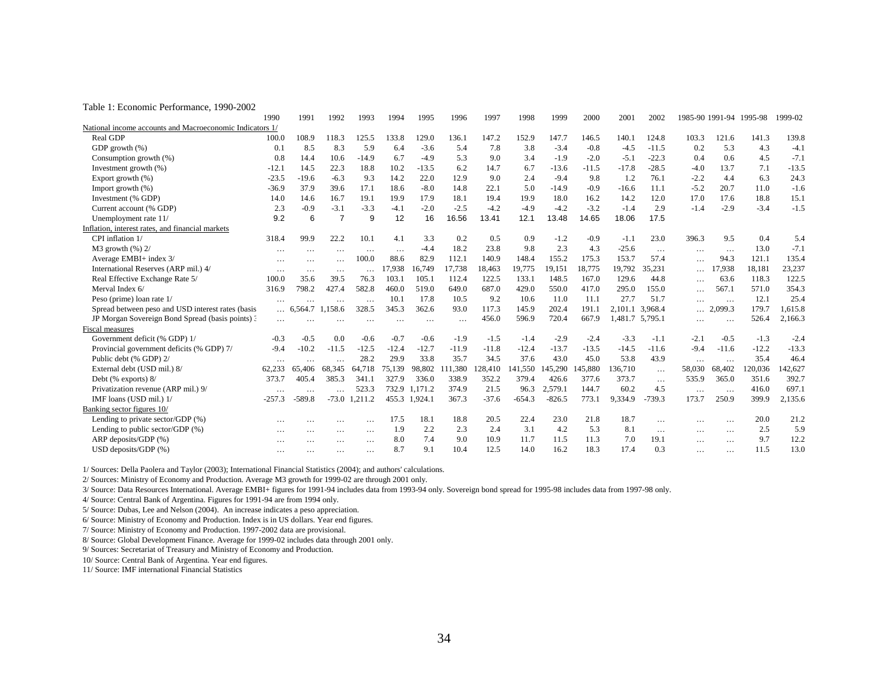Table 1: Economic Performance, 1990-2002

| | 1990 | 1991 | 1992 | 1993 | 1994 | 1995 | 1996 | 1997 | 1998 | 1999 | 2000 | 2001 | 2002 | 1985-90 | 1991-94 | 1995-98 | 1999-02 |
|---|---|---|---|---|---|---|---|---|---|---|---|---|---|---|---|---|---|
| National income accounts and Macroeconomic Indicators 1/ | | | | | | | | | | | | | | | | | |
| Real GDP | 100.0 | 108.9 | 118.3 | 125.5 | 133.8 | 129.0 | 136.1 | 147.2 | 152.9 | 147.7 | 146.5 | 140.1 | 124.8 | 103.3 | 121.6 | 141.3 | 139.8 |
| GDP growth (%) | 0.1 | 8.5 | 8.3 | 5.9 | 6.4 | -3.6 | 5.4 | 7.8 | 3.8 | -3.4 | -0.8 | -4.5 | -11.5 | 0.2 | 5.3 | 4.3 | -4.1 |
| Consumption growth (%) | 0.8 | 14.4 | 10.6 | -14.9 | 6.7 | -4.9 | 5.3 | 9.0 | 3.4 | -1.9 | -2.0 | -5.1 | -22.3 | 0.4 | 0.6 | 4.5 | -7.1 |
| Investment growth (%) | -12.1 | 14.5 | 22.3 | 18.8 | 10.2 | -13.5 | 6.2 | 14.7 | 6.7 | -13.6 | -11.5 | -17.8 | -28.5 | -4.0 | 13.7 | 7.1 | -13.5 |
| Export growth (%) | -23.5 | -19.6 | -6.3 | 9.3 | 14.2 | 22.0 | 12.9 | 9.0 | 2.4 | -9.4 | 9.8 | 1.2 | 76.1 | -2.2 | 4.4 | 6.3 | 24.3 |
| Import growth (%) | -36.9 | 37.9 | 39.6 | 17.1 | 18.6 | -8.0 | 14.8 | 22.1 | 5.0 | -14.9 | -0.9 | -16.6 | 11.1 | -5.2 | 20.7 | 11.0 | -1.6 |
| Investment (% GDP) | 14.0 | 14.6 | 16.7 | 19.1 | 19.9 | 17.9 | 18.1 | 19.4 | 19.9 | 18.0 | 16.2 | 14.2 | 12.0 | 17.0 | 17.6 | 18.8 | 15.1 |
| Current account (% GDP) | 2.3 | -0.9 | -3.1 | -3.3 | -4.1 | -2.0 | -2.5 | -4.2 | -4.9 | -4.2 | -3.2 | -1.4 | 2.9 | -1.4 | -2.9 | -3.4 | -1.5 |
| Unemployment rate 11/ | 9.2 | 6 | 7 | 9 | 12 | 16 | 16.56 | 13.41 | 12.1 | 13.48 | 14.65 | 18.06 | 17.5 | | | | |
| Inflation, interest rates, and financial markets | | | | | | | | | | | | | | | | | |
| CPI inflation 1/ | 318.4 | 99.9 | 22.2 | 10.1 | 4.1 | 3.3 | 0.2 | 0.5 | 0.9 | -1.2 | -0.9 | -1.1 | 23.0 | 396.3 | 9.5 | 0.4 | 5.4 |
| M3 growth (%) 2/ | … | … | … | … | … | -4.4 | 18.2 | 23.8 | 9.8 | 2.3 | 4.3 | -25.6 | … | … | … | 13.0 | -7.1 |
| Average EMBI+ index 3/ | … | … | … | 100.0 | 88.6 | 82.9 | 112.1 | 140.9 | 148.4 | 155.2 | 175.3 | 153.7 | 57.4 | … | 94.3 | 121.1 | 135.4 |
| International Reserves (ARP mil.) 4/ | … | … | … | … | 17,938 | 16,749 | 17,738 | 18,463 | 19,775 | 19,151 | 18,775 | 19,792 | 35,231 | … | 17,938 | 18,181 | 23,237 |
| Real Effective Exchange Rate 5/ | 100.0 | 35.6 | 39.5 | 76.3 | 103.1 | 105.1 | 112.4 | 122.5 | 133.1 | 148.5 | 167.0 | 129.6 | 44.8 | … | 63.6 | 118.3 | 122.5 |
| Merval Index 6/ | 316.9 | 798.2 | 427.4 | 582.8 | 460.0 | 519.0 | 649.0 | 687.0 | 429.0 | 550.0 | 417.0 | 295.0 | 155.0 | … | 567.1 | 571.0 | 354.3 |
| Peso (prime) loan rate 1/ | … | … | … | … | 10.1 | 17.8 | 10.5 | 9.2 | 10.6 | 11.0 | 11.1 | 27.7 | 51.7 | … | … | 12.1 | 25.4 |
| Spread between peso and USD interest rates (basis | … | 6,564.7 | 1,158.6 | 328.5 | 345.3 | 362.6 | 93.0 | 117.3 | 145.9 | 202.4 | 191.1 | 2,101.1 | 3,968.4 | … | 2,099.3 | 179.7 | 1,615.8 |
| JP Morgan Sovereign Bond Spread (basis points) 3 | … | … | … | … | … | … | … | 456.0 | 596.9 | 720.4 | 667.9 | 1,481.7 | 5,795.1 | … | … | 526.4 | 2,166.3 |
| Fiscal measures | | | | | | | | | | | | | | | | | |
| Government deficit (% GDP) 1/ | -0.3 | -0.5 | 0.0 | -0.6 | -0.7 | -0.6 | -1.9 | -1.5 | -1.4 | -2.9 | -2.4 | -3.3 | -1.1 | -2.1 | -0.5 | -1.3 | -2.4 |
| Provincial government deficits (% GDP) 7/ | -9.4 | -10.2 | -11.5 | -12.5 | -12.4 | -12.7 | -11.9 | -11.8 | -12.4 | -13.7 | -13.5 | -14.5 | -11.6 | -9.4 | -11.6 | -12.2 | -13.3 |
| Public debt (% GDP) 2/ | … | … | … | 28.2 | 29.9 | 33.8 | 35.7 | 34.5 | 37.6 | 43.0 | 45.0 | 53.8 | 43.9 | … | … | 35.4 | 46.4 |
| External debt (USD mil.) 8/ | 62,233 | 65,406 | 68,345 | 64,718 | 75,139 | 98,802 | 111,380 | 128,410 | 141,550 | 145,290 | 145,880 | 136,710 | … | 58,030 | 68,402 | 120,036 | 142,627 |
| Debt (% exports) 8/ | 373.7 | 405.4 | 385.3 | 341.1 | 327.9 | 336.0 | 338.9 | 352.2 | 379.4 | 426.6 | 377.6 | 373.7 | … | 535.9 | 365.0 | 351.6 | 392.7 |
| Privatization revenue (ARP mil.) 9/ | … | … | … | 523.3 | 732.9 | 1,171.2 | 374.9 | 21.5 | 96.3 | 2,579.1 | 144.7 | 60.2 | 4.5 | … | … | 416.0 | 697.1 |
| IMF loans (USD mil.) 1/ | -257.3 | -589.8 | -73.0 | 1,211.2 | 455.3 | 1,924.1 | 367.3 | -37.6 | -654.3 | -826.5 | 773.1 | 9,334.9 | -739.3 | 173.7 | 250.9 | 399.9 | 2,135.6 |
| Banking sector figures 10/ | | | | | | | | | | | | | | | | | |
| Lending to private sector/GDP (%) | … | … | … | … | 17.5 | 18.1 | 18.8 | 20.5 | 22.4 | 23.0 | 21.8 | 18.7 | … | … | … | 20.0 | 21.2 |
| Lending to public sector/GDP (%) | … | … | … | … | 1.9 | 2.2 | 2.3 | 2.4 | 3.1 | 4.2 | 5.3 | 8.1 | … | … | … | 2.5 | 5.9 |
| ARP deposits/GDP (%) | … | … | … | … | 8.0 | 7.4 | 9.0 | 10.9 | 11.7 | 11.5 | 11.3 | 7.0 | 19.1 | … | … | 9.7 | 12.2 |
| USD deposits/GDP (%) | … | … | … | … | 8.7 | 9.1 | 10.4 | 12.5 | 14.0 | 16.2 | 18.3 | 17.4 | 0.3 | … | … | 11.5 | 13.0 |

1/ Sources: Della Paolera and Taylor (2003); International Financial Statistics (2004); and authors' calculations.

2/ Sources: Ministry of Economy and Production. Average M3 growth for 1999-02 are through 2001 only.

3/ Source: Data Resources International. Average EMBI+ figures for 1991-94 includes data from 1993-94 only. Sovereign bond spread for 1995-98 includes data from 1997-98 only.

4/ Source: Central Bank of Argentina. Figures for 1991-94 are from 1994 only.

5/ Source: Dubas, Lee and Nelson (2004). An increase indicates a peso appreciation.

6/ Source: Ministry of Economy and Production. Index is in US dollars. Year end figures.

7/ Source: Ministry of Economy and Production. 1997-2002 data are provisional.

8/ Source: Global Development Finance. Average for 1999-02 includes data through 2001 only.

9/ Sources: Secretariat of Treasury and Ministry of Economy and Production.

10/ Source: Central Bank of Argentina. Year end figures.

11/ Source: IMF international Financial Statistics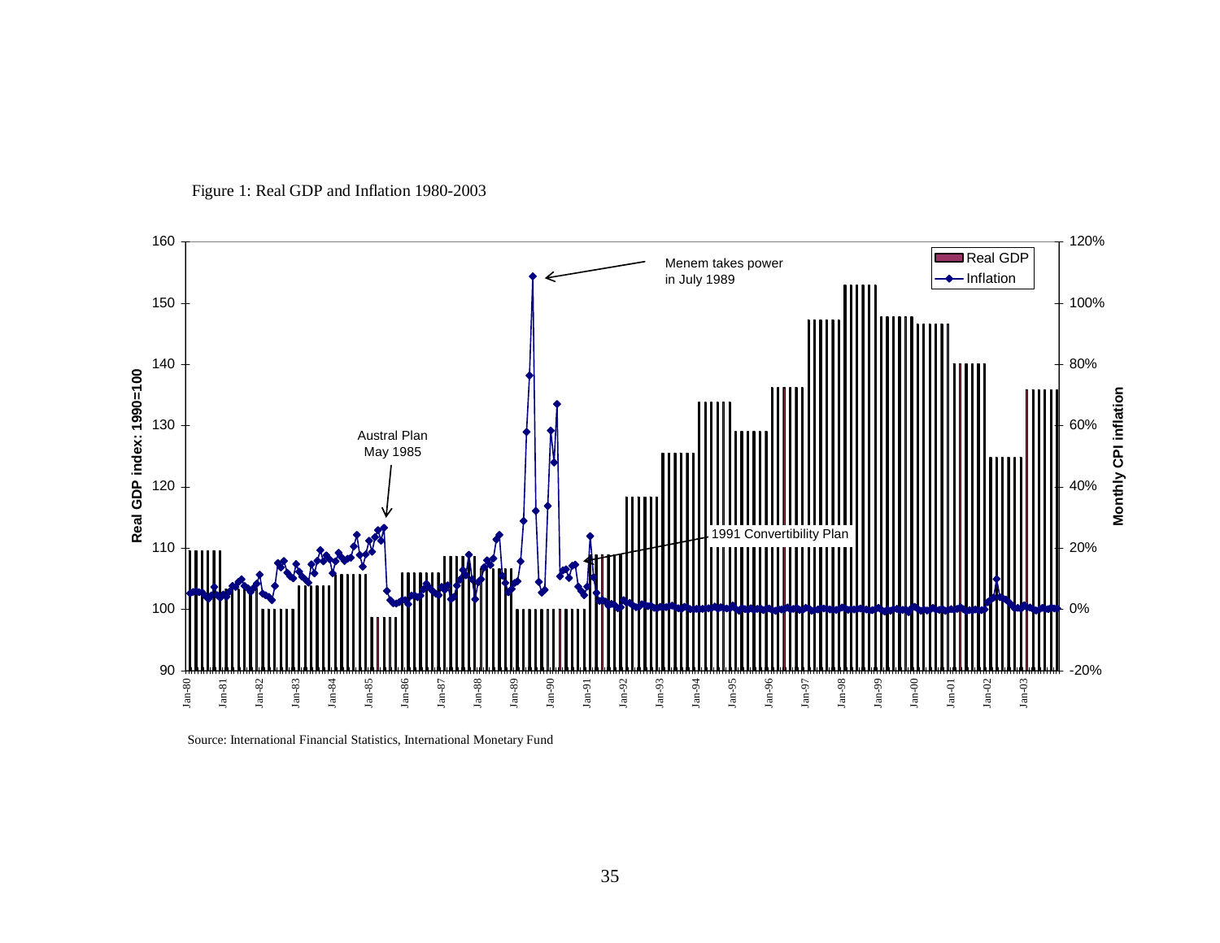Figure 1: Real GDP and Inflation 1980-2003

Source: International Financial Statistics, International Monetary Fund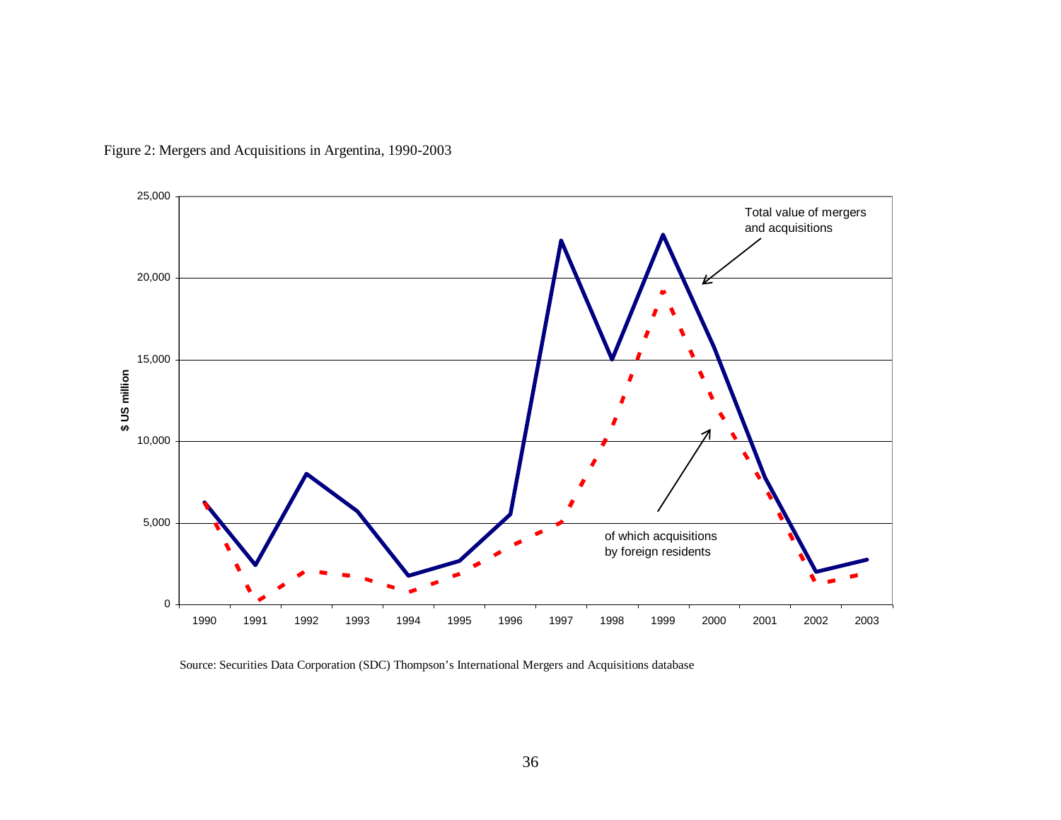Figure 2: Mergers and Acquisitions in Argentina, 1990-2003

Source: Securities Data Corporation (SDC) Thompson's International Mergers and Acquisitions database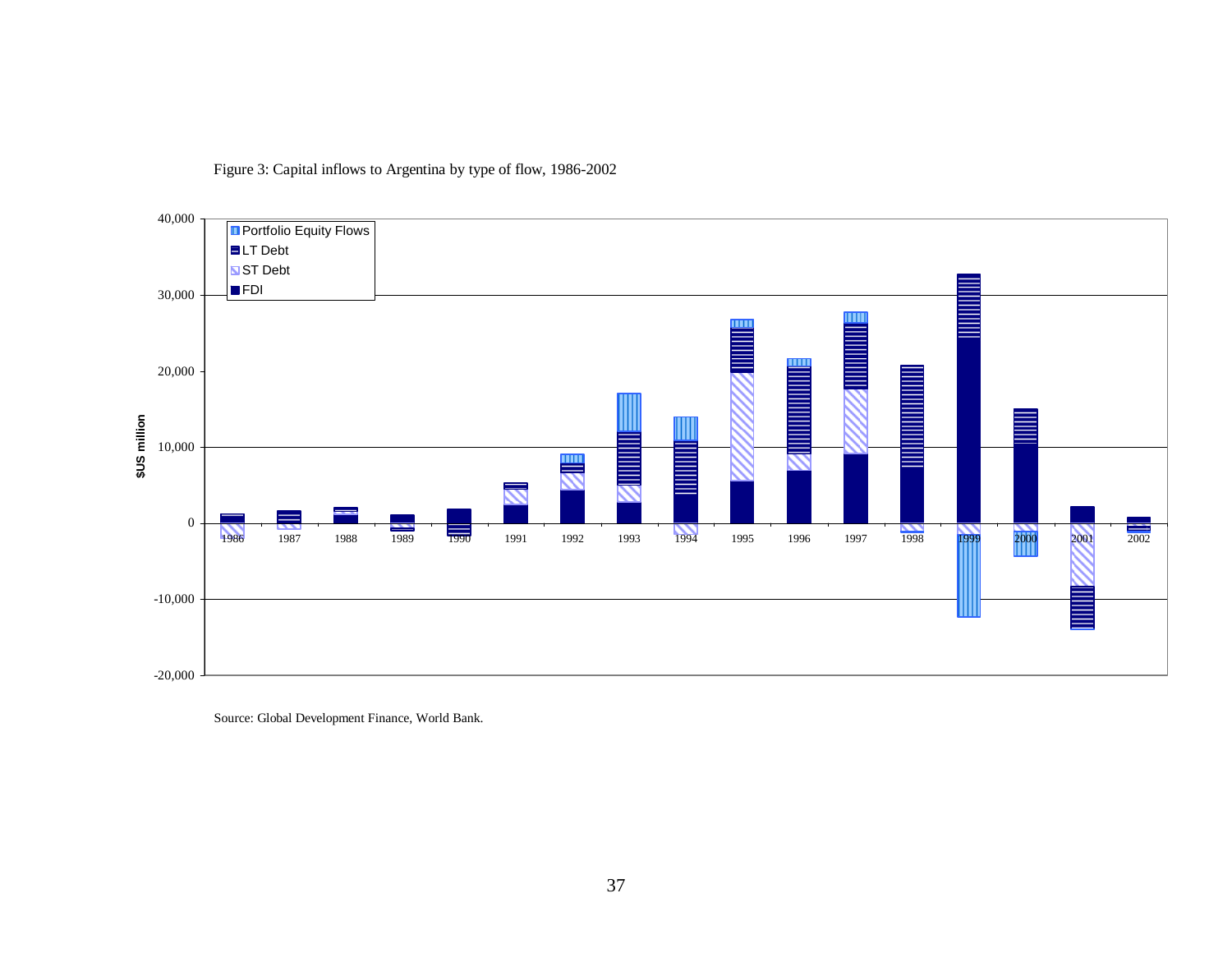Figure 3: Capital inflows to Argentina by type of flow, 1986-2002

Source: Global Development Finance, World Bank.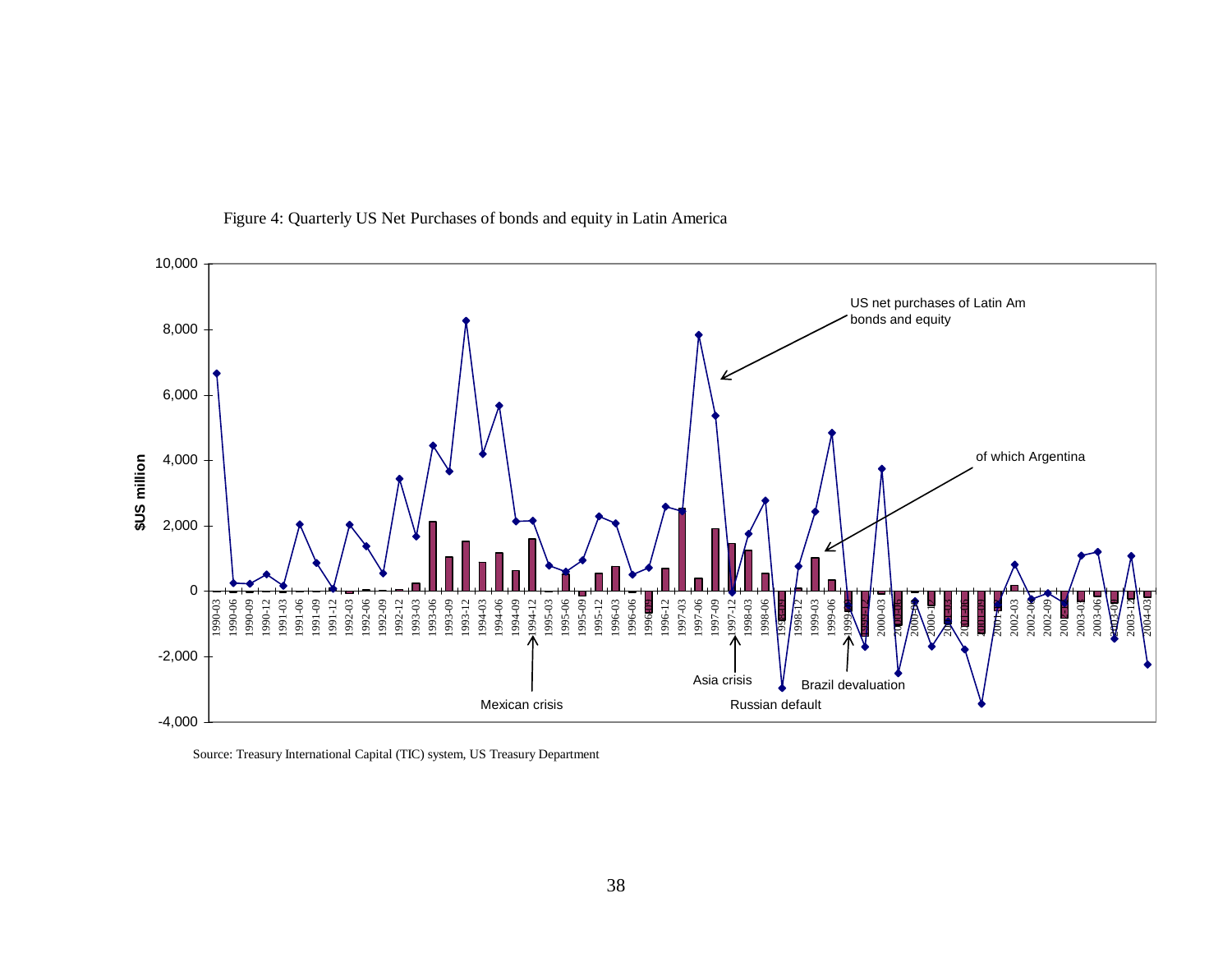Figure 4: Quarterly US Net Purchases of bonds and equity in Latin America

Source: Treasury International Capital (TIC) system, US Treasury Department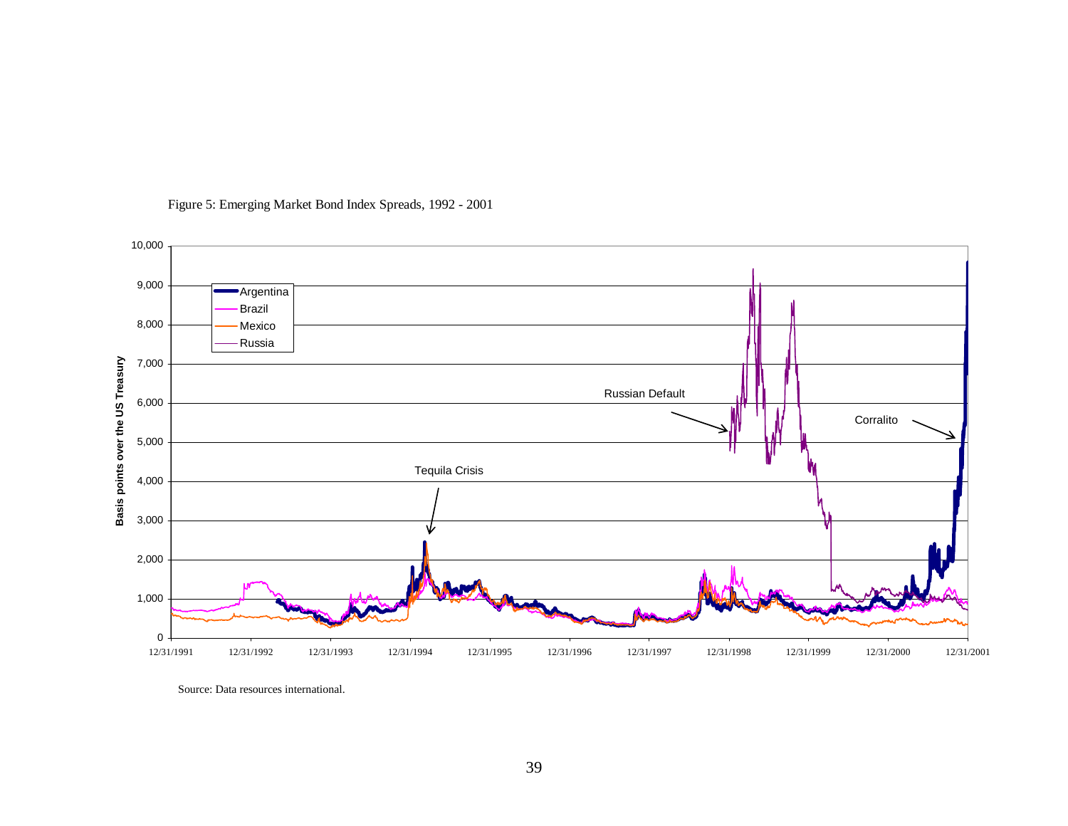Figure 5: Emerging Market Bond Index Spreads, 1992 - 2001

Source: Data resources international.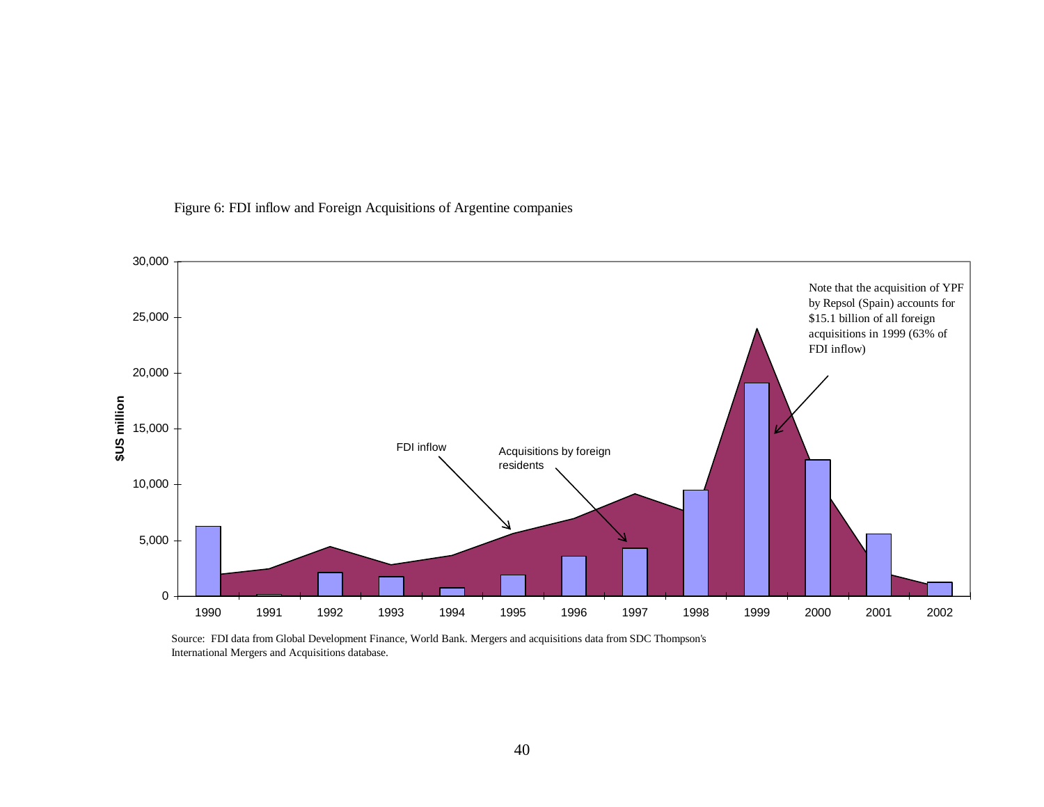Figure 6: FDI inflow and Foreign Acquisitions of Argentine companies

Note that the acquisition of YPF by Repsol (Spain) accounts for \$15.1 billion of all foreign acquisitions in 1999 (63% of FDI inflow)

Source: FDI data from Global Development Finance, World Bank. Mergers and acquisitions data from SDC Thompson's International Mergers and Acquisitions database.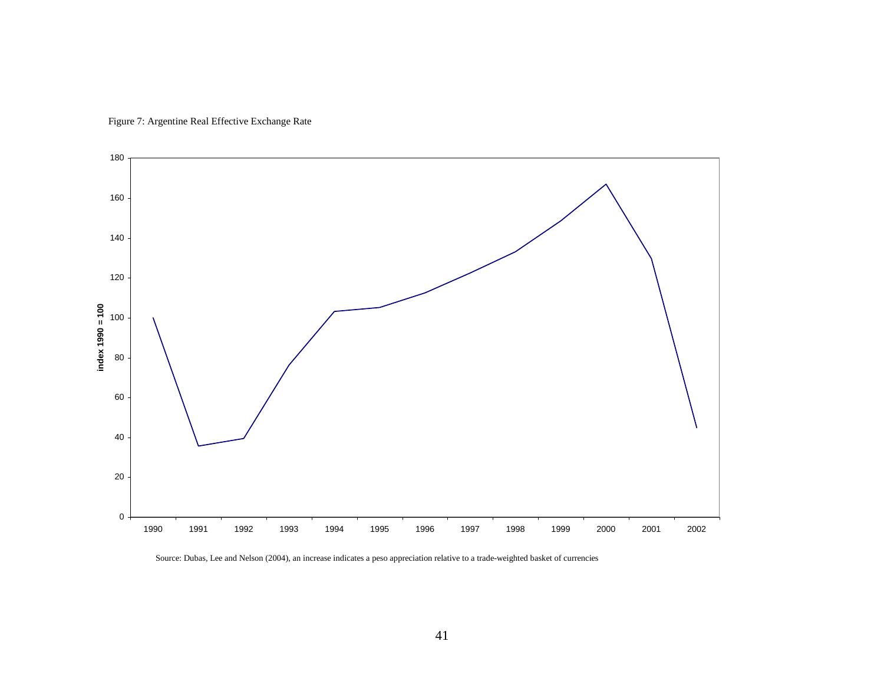Figure 7: Argentine Real Effective Exchange Rate

Source: Dubas, Lee and Nelson (2004), an increase indicates a peso appreciation relative to a trade-weighted basket of currencies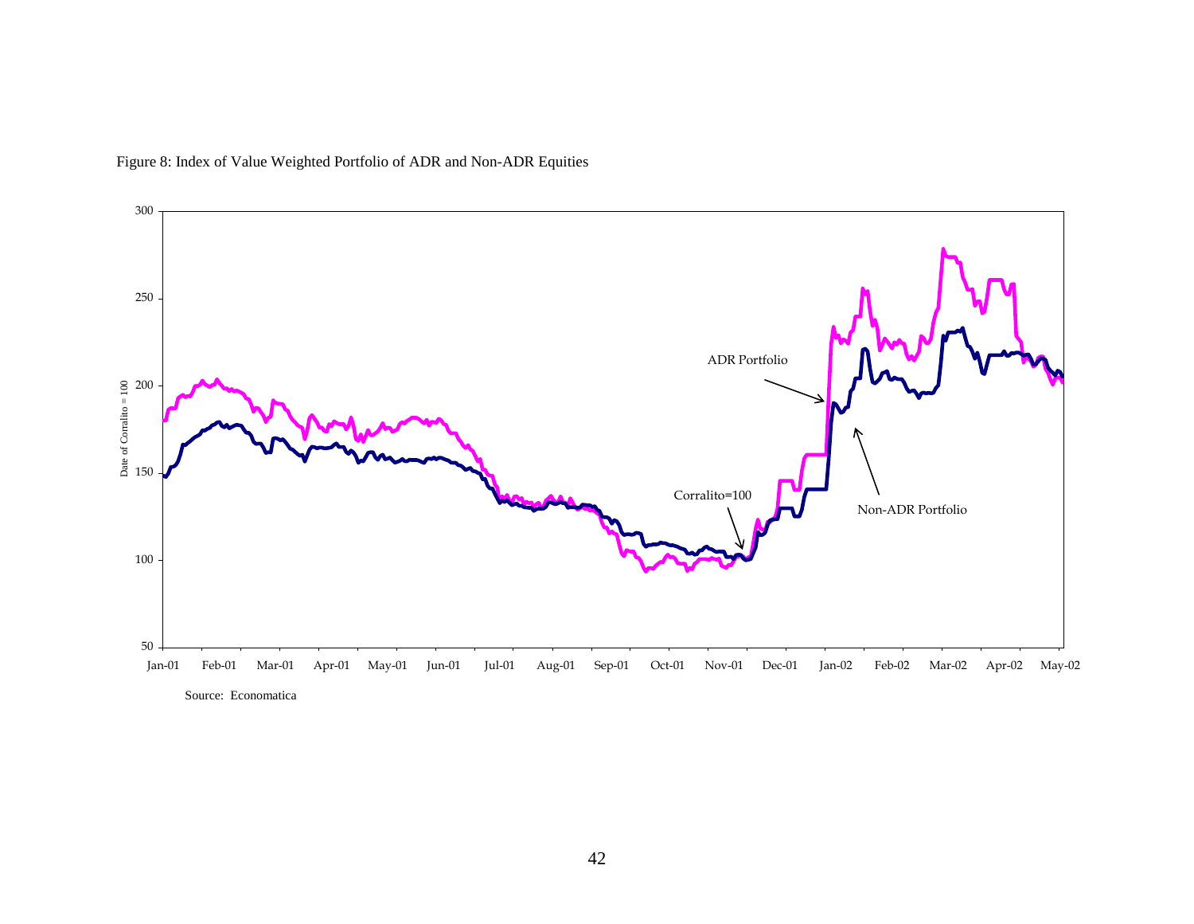Figure 8: Index of Value Weighted Portfolio of ADR and Non-ADR Equities

Source: Economatica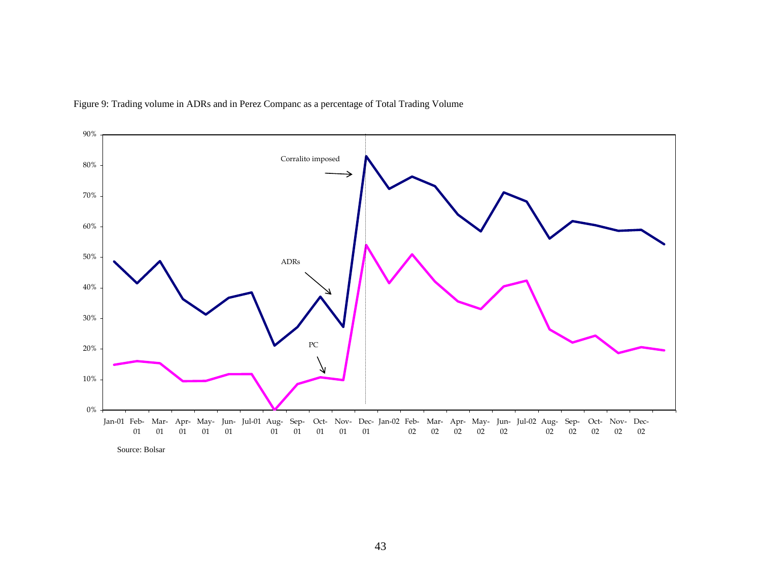Figure 9: Trading volume in ADRs and in Perez Companc as a percentage of Total Trading Volume

90%
80%
70%
60%
50%
40%
30%
20%
10%
0%

Corralito imposed

ADRs

PC

Jan-01 Feb-01 Mar-01 Apr-01 May-01 Jun-01 Jul-01 Aug-01 Sep-01 Oct-01 Nov-01 Dec-01 Jan-02 Feb-02 Mar-02 Apr-02 May-02 Jun-02 Jul-02 Aug-02 Sep-02 Oct-02 Nov-02 Dec-02

Source: Bolsar